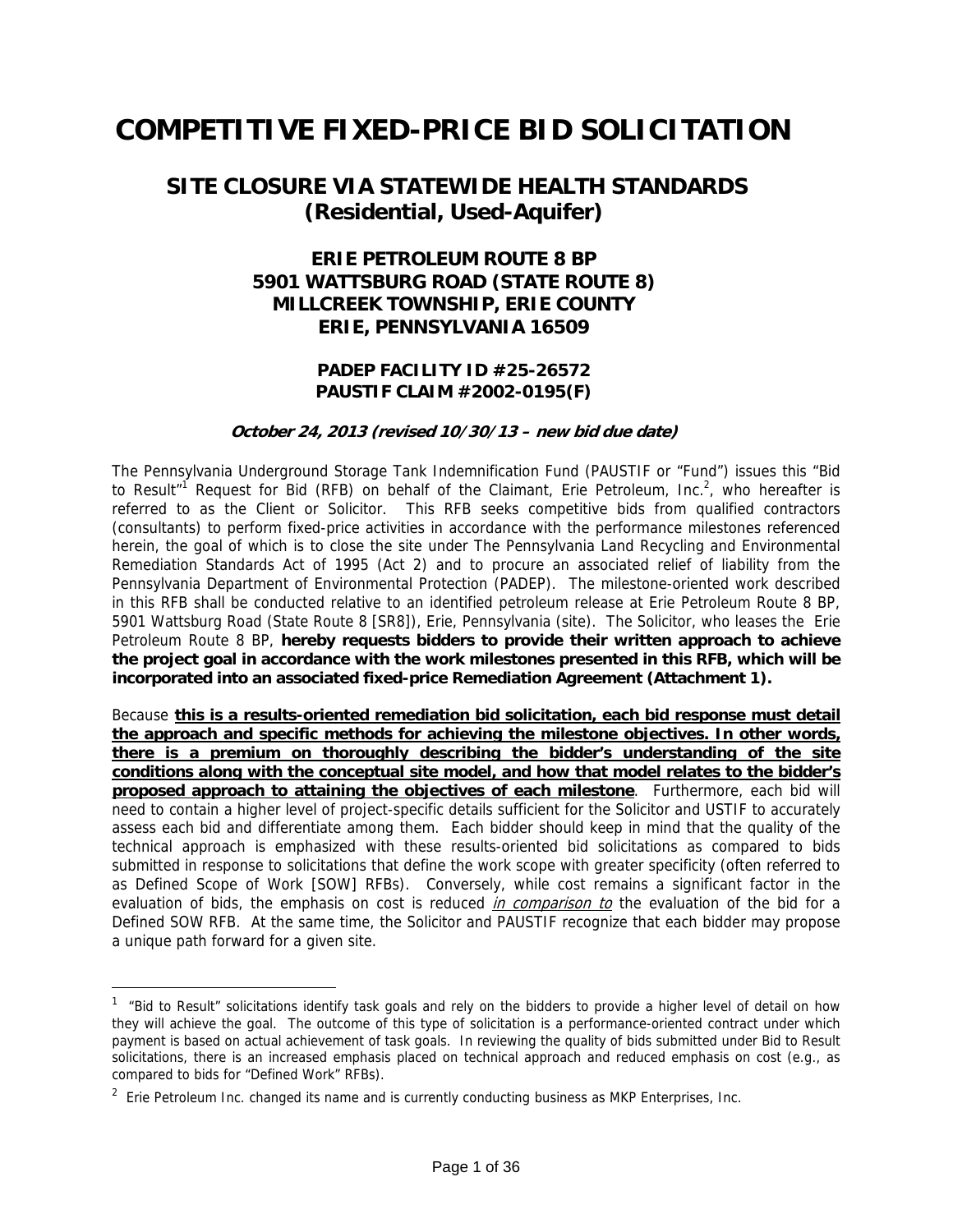# COMPETITIVE FIXED-PRICE BID SOLICITATION

## SITE CLOSURE VIA STATEWIDE HEALTH STANDARDS (Residential, Used-Aquifer)

### ERIE PETROLEUM ROUTE 8 BP
### 5901 WATTSBURG ROAD (STATE ROUTE 8)
### MILLCREEK TOWNSHIP, ERIE COUNTY
### ERIE, PENNSYLVANIA 16509

### PADEP FACILITY ID #25-26572
### PAUSTIF CLAIM #2002-0195(F)

***October 24, 2013 (revised 10/30/13 – new bid due date)***

The Pennsylvania Underground Storage Tank Indemnification Fund (PAUSTIF or "Fund") issues this "Bid to Result"[1] Request for Bid (RFB) on behalf of the Claimant, Erie Petroleum, Inc.[2], who hereafter is referred to as the Client or Solicitor. This RFB seeks competitive bids from qualified contractors (consultants) to perform fixed-price activities in accordance with the performance milestones referenced herein, the goal of which is to close the site under The Pennsylvania Land Recycling and Environmental Remediation Standards Act of 1995 (Act 2) and to procure an associated relief of liability from the Pennsylvania Department of Environmental Protection (PADEP). The milestone-oriented work described in this RFB shall be conducted relative to an identified petroleum release at Erie Petroleum Route 8 BP, 5901 Wattsburg Road (State Route 8 [SR8]), Erie, Pennsylvania (site). The Solicitor, who leases the Erie Petroleum Route 8 BP, **hereby requests bidders to provide their written approach to achieve the project goal in accordance with the work milestones presented in this RFB, which will be incorporated into an associated fixed-price Remediation Agreement (Attachment 1).**

Because **<u>this is a results-oriented remediation bid solicitation, each bid response must detail the approach and specific methods for achieving the milestone objectives. In other words, there is a premium on thoroughly describing the bidder's understanding of the site conditions along with the conceptual site model, and how that model relates to the bidder's proposed approach to attaining the objectives of each milestone</u>**. Furthermore, each bid will need to contain a higher level of project-specific details sufficient for the Solicitor and USTIF to accurately assess each bid and differentiate among them. Each bidder should keep in mind that the quality of the technical approach is emphasized with these results-oriented bid solicitations as compared to bids submitted in response to solicitations that define the work scope with greater specificity (often referred to as Defined Scope of Work [SOW] RFBs). Conversely, while cost remains a significant factor in the evaluation of bids, the emphasis on cost is reduced *<u>in comparison to</u>* the evaluation of the bid for a Defined SOW RFB. At the same time, the Solicitor and PAUSTIF recognize that each bidder may propose a unique path forward for a given site.

---

[1] "Bid to Result" solicitations identify task goals and rely on the bidders to provide a higher level of detail on how they will achieve the goal. The outcome of this type of solicitation is a performance-oriented contract under which payment is based on actual achievement of task goals. In reviewing the quality of bids submitted under Bid to Result solicitations, there is an increased emphasis placed on technical approach and reduced emphasis on cost (e.g., as compared to bids for "Defined Work" RFBs).

[2] Erie Petroleum Inc. changed its name and is currently conducting business as MKP Enterprises, Inc.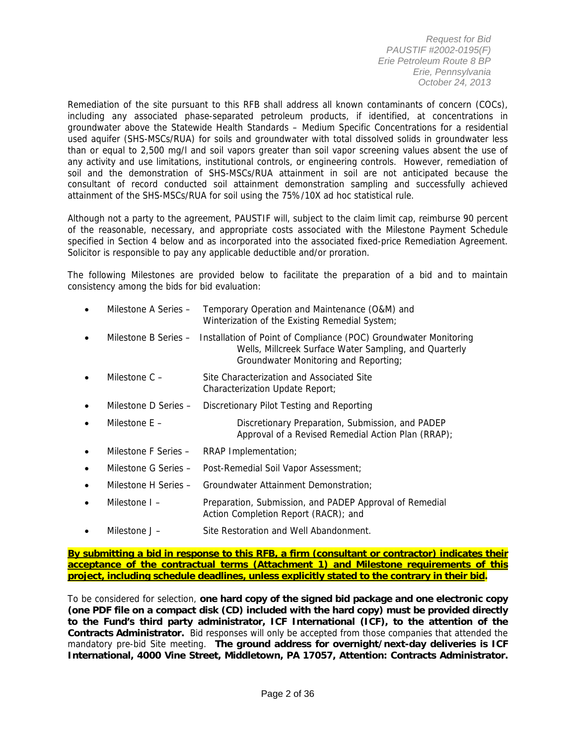Remediation of the site pursuant to this RFB shall address all known contaminants of concern (COCs), including any associated phase-separated petroleum products, if identified, at concentrations in groundwater above the Statewide Health Standards – Medium Specific Concentrations for a residential used aquifer (SHS-MSCs/RUA) for soils and groundwater with total dissolved solids in groundwater less than or equal to 2,500 mg/l and soil vapors greater than soil vapor screening values absent the use of any activity and use limitations, institutional controls, or engineering controls. However, remediation of soil and the demonstration of SHS-MSCs/RUA attainment in soil are not anticipated because the consultant of record conducted soil attainment demonstration sampling and successfully achieved attainment of the SHS-MSCs/RUA for soil using the 75%/10X ad hoc statistical rule.

Although not a party to the agreement, PAUSTIF will, subject to the claim limit cap, reimburse 90 percent of the reasonable, necessary, and appropriate costs associated with the Milestone Payment Schedule specified in Section 4 below and as incorporated into the associated fixed-price Remediation Agreement. Solicitor is responsible to pay any applicable deductible and/or proration.

The following Milestones are provided below to facilitate the preparation of a bid and to maintain consistency among the bids for bid evaluation:

- Milestone A Series – Temporary Operation and Maintenance (O&M) and Winterization of the Existing Remedial System;
- Milestone B Series – Installation of Point of Compliance (POC) Groundwater Monitoring Wells, Millcreek Surface Water Sampling, and Quarterly Groundwater Monitoring and Reporting;
- Milestone C – Site Characterization and Associated Site Characterization Update Report;
- Milestone D Series – Discretionary Pilot Testing and Reporting
- Milestone E – Discretionary Preparation, Submission, and PADEP Approval of a Revised Remedial Action Plan (RRAP);
- Milestone F Series – RRAP Implementation;
- Milestone G Series – Post-Remedial Soil Vapor Assessment;
- Milestone H Series – Groundwater Attainment Demonstration;
- Milestone I – Preparation, Submission, and PADEP Approval of Remedial Action Completion Report (RACR); and
- Milestone J – Site Restoration and Well Abandonment.

**By submitting a bid in response to this RFB, a firm (consultant or contractor) indicates their acceptance of the contractual terms (Attachment 1) and Milestone requirements of this project, including schedule deadlines, unless explicitly stated to the contrary in their bid.**

To be considered for selection, **one hard copy of the signed bid package and one electronic copy (one PDF file on a compact disk (CD) included with the hard copy) must be provided directly to the Fund's third party administrator, ICF International (ICF), to the attention of the Contracts Administrator.** Bid responses will only be accepted from those companies that attended the mandatory pre-bid Site meeting. **The ground address for overnight/next-day deliveries is ICF International, 4000 Vine Street, Middletown, PA 17057, Attention: Contracts Administrator.**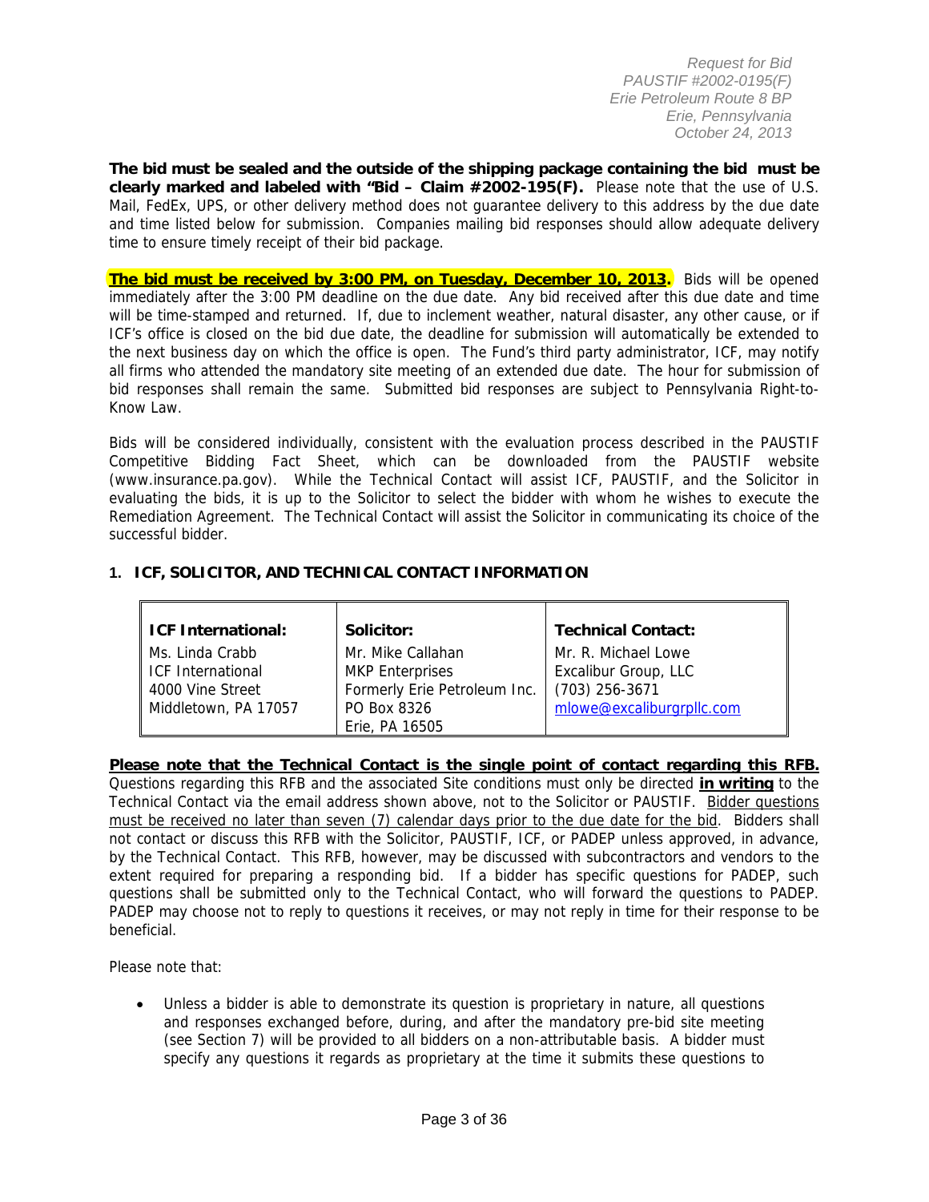**The bid must be sealed and the outside of the shipping package containing the bid must be clearly marked and labeled with "Bid – Claim #2002-195(F).** Please note that the use of U.S. Mail, FedEx, UPS, or other delivery method does not guarantee delivery to this address by the due date and time listed below for submission. Companies mailing bid responses should allow adequate delivery time to ensure timely receipt of their bid package.

**The bid must be received by 3:00 PM, on Tuesday, December 10, 2013.** Bids will be opened immediately after the 3:00 PM deadline on the due date. Any bid received after this due date and time will be time-stamped and returned. If, due to inclement weather, natural disaster, any other cause, or if ICF's office is closed on the bid due date, the deadline for submission will automatically be extended to the next business day on which the office is open. The Fund's third party administrator, ICF, may notify all firms who attended the mandatory site meeting of an extended due date. The hour for submission of bid responses shall remain the same. Submitted bid responses are subject to Pennsylvania Right-to-Know Law.

Bids will be considered individually, consistent with the evaluation process described in the PAUSTIF Competitive Bidding Fact Sheet, which can be downloaded from the PAUSTIF website (www.insurance.pa.gov). While the Technical Contact will assist ICF, PAUSTIF, and the Solicitor in evaluating the bids, it is up to the Solicitor to select the bidder with whom he wishes to execute the Remediation Agreement. The Technical Contact will assist the Solicitor in communicating its choice of the successful bidder.

## 1. ICF, SOLICITOR, AND TECHNICAL CONTACT INFORMATION

| **ICF International:** | **Solicitor:** | **Technical Contact:** |
|---|---|---|
| Ms. Linda Crabb<br>ICF International<br>4000 Vine Street<br>Middletown, PA 17057 | Mr. Mike Callahan<br>MKP Enterprises<br>Formerly Erie Petroleum Inc.<br>PO Box 8326<br>Erie, PA 16505 | Mr. R. Michael Lowe<br>Excalibur Group, LLC<br>(703) 256-3671<br>mlowe@excaliburgrpllc.com |

**Please note that the Technical Contact is the single point of contact regarding this RFB.** Questions regarding this RFB and the associated Site conditions must only be directed **in writing** to the Technical Contact via the email address shown above, not to the Solicitor or PAUSTIF. Bidder questions must be received no later than seven (7) calendar days prior to the due date for the bid. Bidders shall not contact or discuss this RFB with the Solicitor, PAUSTIF, ICF, or PADEP unless approved, in advance, by the Technical Contact. This RFB, however, may be discussed with subcontractors and vendors to the extent required for preparing a responding bid. If a bidder has specific questions for PADEP, such questions shall be submitted only to the Technical Contact, who will forward the questions to PADEP. PADEP may choose not to reply to questions it receives, or may not reply in time for their response to be beneficial.

Please note that:

- Unless a bidder is able to demonstrate its question is proprietary in nature, all questions and responses exchanged before, during, and after the mandatory pre-bid site meeting (see Section 7) will be provided to all bidders on a non-attributable basis. A bidder must specify any questions it regards as proprietary at the time it submits these questions to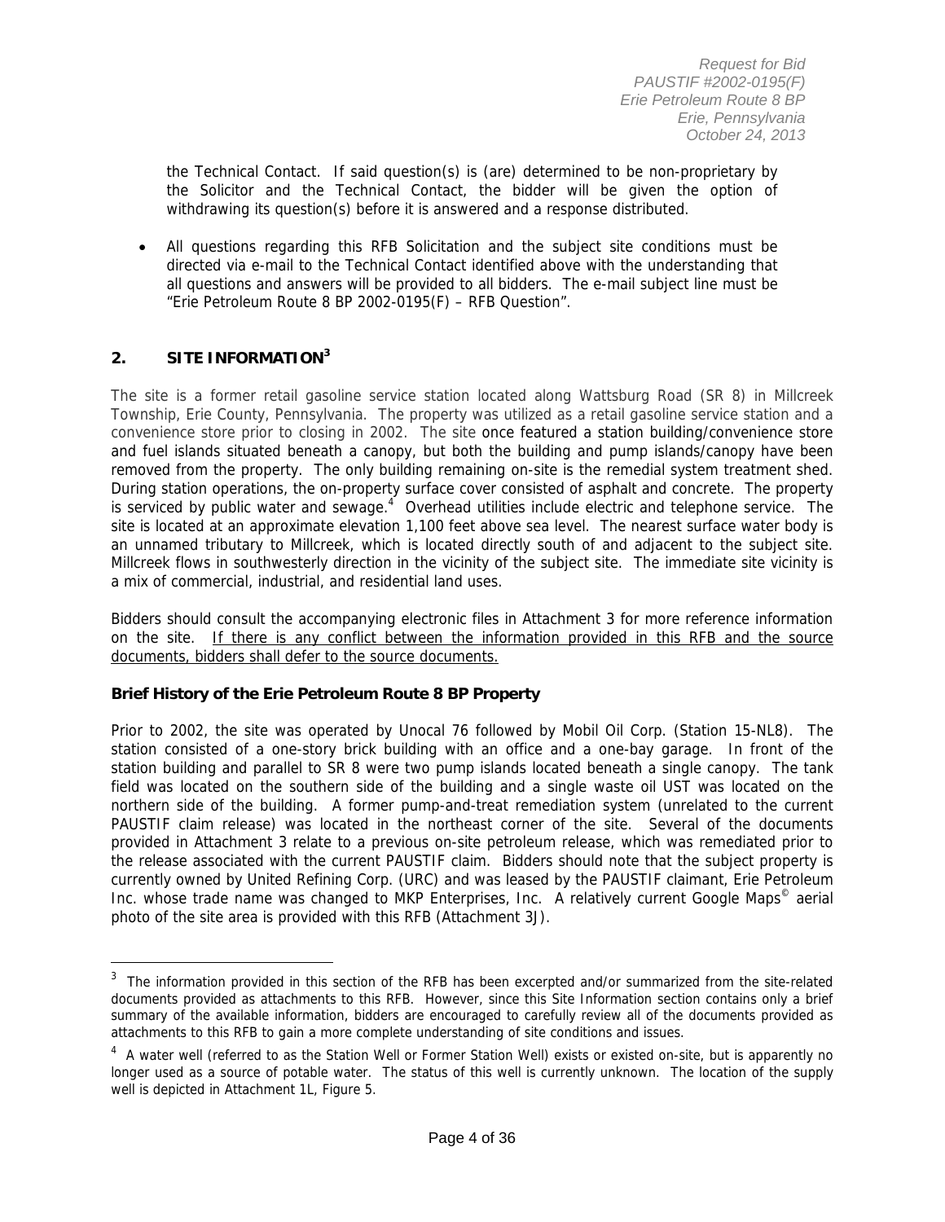the Technical Contact. If said question(s) is (are) determined to be non-proprietary by the Solicitor and the Technical Contact, the bidder will be given the option of withdrawing its question(s) before it is answered and a response distributed.

- All questions regarding this RFB Solicitation and the subject site conditions must be directed via e-mail to the Technical Contact identified above with the understanding that all questions and answers will be provided to all bidders. The e-mail subject line must be "Erie Petroleum Route 8 BP 2002-0195(F) – RFB Question".

## 2. SITE INFORMATION[3]

The site is a former retail gasoline service station located along Wattsburg Road (SR 8) in Millcreek Township, Erie County, Pennsylvania. The property was utilized as a retail gasoline service station and a convenience store prior to closing in 2002. The site once featured a station building/convenience store and fuel islands situated beneath a canopy, but both the building and pump islands/canopy have been removed from the property. The only building remaining on-site is the remedial system treatment shed. During station operations, the on-property surface cover consisted of asphalt and concrete. The property is serviced by public water and sewage.[4] Overhead utilities include electric and telephone service. The site is located at an approximate elevation 1,100 feet above sea level. The nearest surface water body is an unnamed tributary to Millcreek, which is located directly south of and adjacent to the subject site. Millcreek flows in southwesterly direction in the vicinity of the subject site. The immediate site vicinity is a mix of commercial, industrial, and residential land uses.

Bidders should consult the accompanying electronic files in Attachment 3 for more reference information on the site. <u>If there is any conflict between the information provided in this RFB and the source documents, bidders shall defer to the source documents.</u>

### Brief History of the Erie Petroleum Route 8 BP Property

Prior to 2002, the site was operated by Unocal 76 followed by Mobil Oil Corp. (Station 15-NL8). The station consisted of a one-story brick building with an office and a one-bay garage. In front of the station building and parallel to SR 8 were two pump islands located beneath a single canopy. The tank field was located on the southern side of the building and a single waste oil UST was located on the northern side of the building. A former pump-and-treat remediation system (unrelated to the current PAUSTIF claim release) was located in the northeast corner of the site. Several of the documents provided in Attachment 3 relate to a previous on-site petroleum release, which was remediated prior to the release associated with the current PAUSTIF claim. Bidders should note that the subject property is currently owned by United Refining Corp. (URC) and was leased by the PAUSTIF claimant, Erie Petroleum Inc. whose trade name was changed to MKP Enterprises, Inc. A relatively current Google Maps© aerial photo of the site area is provided with this RFB (Attachment 3J).

---

[3] The information provided in this section of the RFB has been excerpted and/or summarized from the site-related documents provided as attachments to this RFB. However, since this Site Information section contains only a brief summary of the available information, bidders are encouraged to carefully review all of the documents provided as attachments to this RFB to gain a more complete understanding of site conditions and issues.

[4] A water well (referred to as the Station Well or Former Station Well) exists or existed on-site, but is apparently no longer used as a source of potable water. The status of this well is currently unknown. The location of the supply well is depicted in Attachment 1L, Figure 5.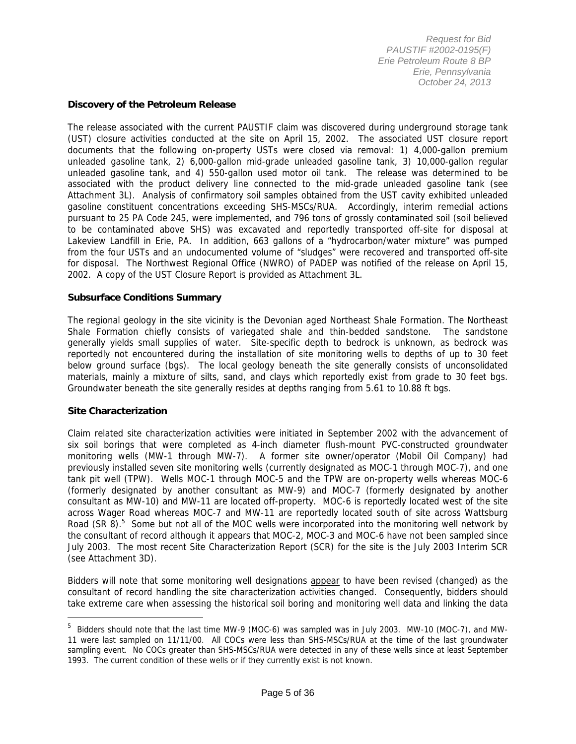**Discovery of the Petroleum Release**

The release associated with the current PAUSTIF claim was discovered during underground storage tank (UST) closure activities conducted at the site on April 15, 2002. The associated UST closure report documents that the following on-property USTs were closed via removal: 1) 4,000-gallon premium unleaded gasoline tank, 2) 6,000-gallon mid-grade unleaded gasoline tank, 3) 10,000-gallon regular unleaded gasoline tank, and 4) 550-gallon used motor oil tank. The release was determined to be associated with the product delivery line connected to the mid-grade unleaded gasoline tank (see Attachment 3L). Analysis of confirmatory soil samples obtained from the UST cavity exhibited unleaded gasoline constituent concentrations exceeding SHS-MSCs/RUA. Accordingly, interim remedial actions pursuant to 25 PA Code 245, were implemented, and 796 tons of grossly contaminated soil (soil believed to be contaminated above SHS) was excavated and reportedly transported off-site for disposal at Lakeview Landfill in Erie, PA. In addition, 663 gallons of a "hydrocarbon/water mixture" was pumped from the four USTs and an undocumented volume of "sludges" were recovered and transported off-site for disposal. The Northwest Regional Office (NWRO) of PADEP was notified of the release on April 15, 2002. A copy of the UST Closure Report is provided as Attachment 3L.

**Subsurface Conditions Summary**

The regional geology in the site vicinity is the Devonian aged Northeast Shale Formation. The Northeast Shale Formation chiefly consists of variegated shale and thin-bedded sandstone. The sandstone generally yields small supplies of water. Site-specific depth to bedrock is unknown, as bedrock was reportedly not encountered during the installation of site monitoring wells to depths of up to 30 feet below ground surface (bgs). The local geology beneath the site generally consists of unconsolidated materials, mainly a mixture of silts, sand, and clays which reportedly exist from grade to 30 feet bgs. Groundwater beneath the site generally resides at depths ranging from 5.61 to 10.88 ft bgs.

**Site Characterization**

Claim related site characterization activities were initiated in September 2002 with the advancement of six soil borings that were completed as 4-inch diameter flush-mount PVC-constructed groundwater monitoring wells (MW-1 through MW-7). A former site owner/operator (Mobil Oil Company) had previously installed seven site monitoring wells (currently designated as MOC-1 through MOC-7), and one tank pit well (TPW). Wells MOC-1 through MOC-5 and the TPW are on-property wells whereas MOC-6 (formerly designated by another consultant as MW-9) and MOC-7 (formerly designated by another consultant as MW-10) and MW-11 are located off-property. MOC-6 is reportedly located west of the site across Wager Road whereas MOC-7 and MW-11 are reportedly located south of site across Wattsburg Road (SR 8).[5] Some but not all of the MOC wells were incorporated into the monitoring well network by the consultant of record although it appears that MOC-2, MOC-3 and MOC-6 have not been sampled since July 2003. The most recent Site Characterization Report (SCR) for the site is the July 2003 Interim SCR (see Attachment 3D).

Bidders will note that some monitoring well designations <u>appear</u> to have been revised (changed) as the consultant of record handling the site characterization activities changed. Consequently, bidders should take extreme care when assessing the historical soil boring and monitoring well data and linking the data

---

[5] Bidders should note that the last time MW-9 (MOC-6) was sampled was in July 2003. MW-10 (MOC-7), and MW-11 were last sampled on 11/11/00. All COCs were less than SHS-MSCs/RUA at the time of the last groundwater sampling event. No COCs greater than SHS-MSCs/RUA were detected in any of these wells since at least September 1993. The current condition of these wells or if they currently exist is not known.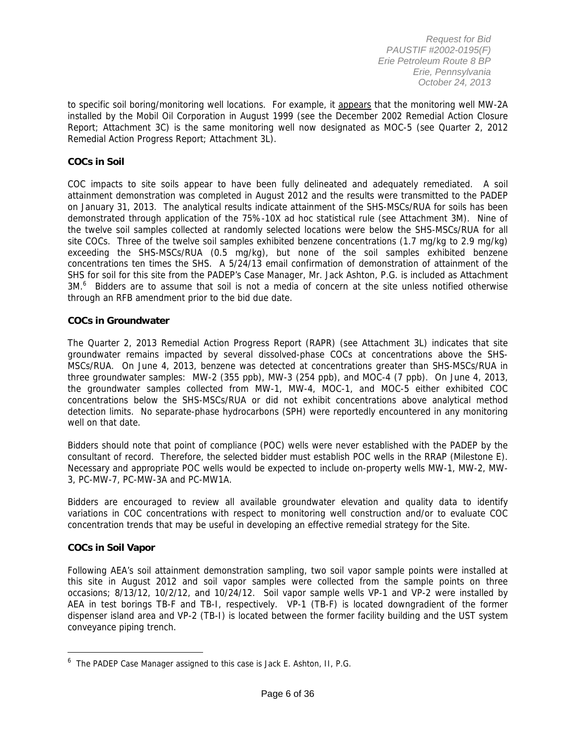to specific soil boring/monitoring well locations. For example, it appears that the monitoring well MW-2A installed by the Mobil Oil Corporation in August 1999 (see the December 2002 Remedial Action Closure Report; Attachment 3C) is the same monitoring well now designated as MOC-5 (see Quarter 2, 2012 Remedial Action Progress Report; Attachment 3L).

**COCs in Soil**

COC impacts to site soils appear to have been fully delineated and adequately remediated. A soil attainment demonstration was completed in August 2012 and the results were transmitted to the PADEP on January 31, 2013. The analytical results indicate attainment of the SHS-MSCs/RUA for soils has been demonstrated through application of the 75%-10X ad hoc statistical rule (see Attachment 3M). Nine of the twelve soil samples collected at randomly selected locations were below the SHS-MSCs/RUA for all site COCs. Three of the twelve soil samples exhibited benzene concentrations (1.7 mg/kg to 2.9 mg/kg) exceeding the SHS-MSCs/RUA (0.5 mg/kg), but none of the soil samples exhibited benzene concentrations ten times the SHS. A 5/24/13 email confirmation of demonstration of attainment of the SHS for soil for this site from the PADEP's Case Manager, Mr. Jack Ashton, P.G. is included as Attachment 3M.[6] Bidders are to assume that soil is not a media of concern at the site unless notified otherwise through an RFB amendment prior to the bid due date.

**COCs in Groundwater**

The Quarter 2, 2013 Remedial Action Progress Report (RAPR) (see Attachment 3L) indicates that site groundwater remains impacted by several dissolved-phase COCs at concentrations above the SHS-MSCs/RUA. On June 4, 2013, benzene was detected at concentrations greater than SHS-MSCs/RUA in three groundwater samples: MW-2 (355 ppb), MW-3 (254 ppb), and MOC-4 (7 ppb). On June 4, 2013, the groundwater samples collected from MW-1, MW-4, MOC-1, and MOC-5 either exhibited COC concentrations below the SHS-MSCs/RUA or did not exhibit concentrations above analytical method detection limits. No separate-phase hydrocarbons (SPH) were reportedly encountered in any monitoring well on that date.

Bidders should note that point of compliance (POC) wells were never established with the PADEP by the consultant of record. Therefore, the selected bidder must establish POC wells in the RRAP (Milestone E). Necessary and appropriate POC wells would be expected to include on-property wells MW-1, MW-2, MW-3, PC-MW-7, PC-MW-3A and PC-MW1A.

Bidders are encouraged to review all available groundwater elevation and quality data to identify variations in COC concentrations with respect to monitoring well construction and/or to evaluate COC concentration trends that may be useful in developing an effective remedial strategy for the Site.

**COCs in Soil Vapor**

Following AEA's soil attainment demonstration sampling, two soil vapor sample points were installed at this site in August 2012 and soil vapor samples were collected from the sample points on three occasions; 8/13/12, 10/2/12, and 10/24/12. Soil vapor sample wells VP-1 and VP-2 were installed by AEA in test borings TB-F and TB-I, respectively. VP-1 (TB-F) is located downgradient of the former dispenser island area and VP-2 (TB-I) is located between the former facility building and the UST system conveyance piping trench.

---

[6] The PADEP Case Manager assigned to this case is Jack E. Ashton, II, P.G.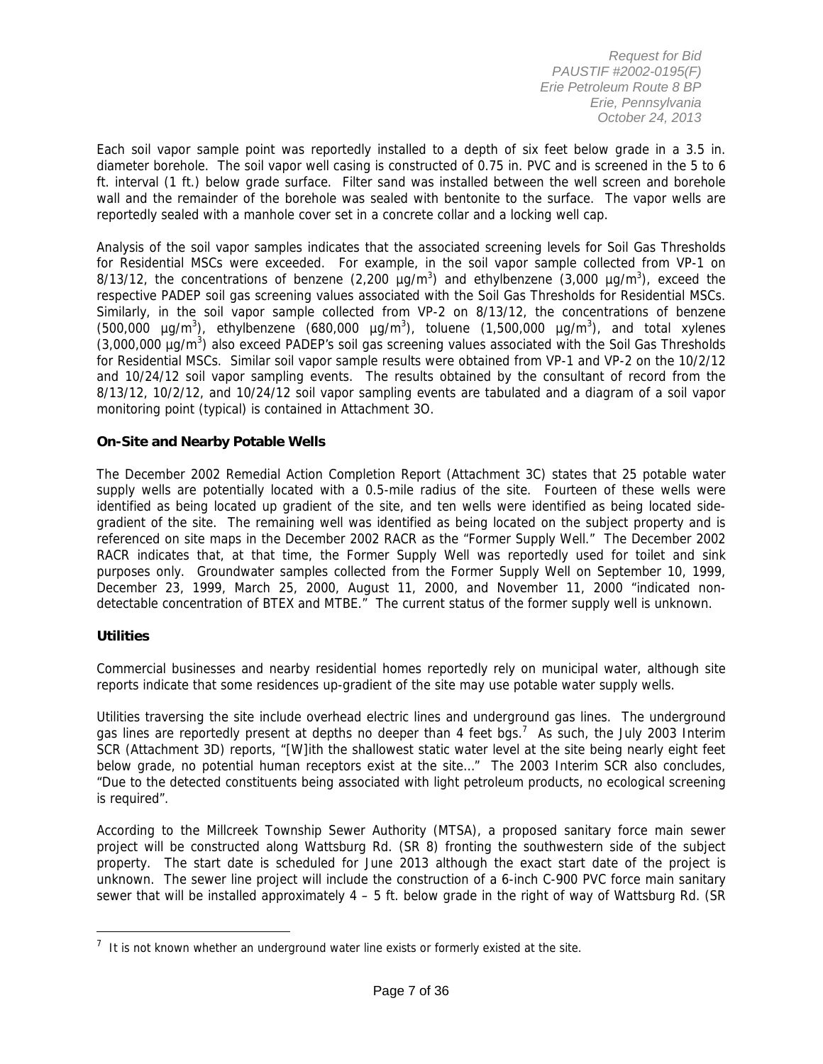Each soil vapor sample point was reportedly installed to a depth of six feet below grade in a 3.5 in. diameter borehole. The soil vapor well casing is constructed of 0.75 in. PVC and is screened in the 5 to 6 ft. interval (1 ft.) below grade surface. Filter sand was installed between the well screen and borehole wall and the remainder of the borehole was sealed with bentonite to the surface. The vapor wells are reportedly sealed with a manhole cover set in a concrete collar and a locking well cap.

Analysis of the soil vapor samples indicates that the associated screening levels for Soil Gas Thresholds for Residential MSCs were exceeded. For example, in the soil vapor sample collected from VP-1 on 8/13/12, the concentrations of benzene (2,200 $\mu g/m^3$) and ethylbenzene (3,000 $\mu g/m^3$), exceed the respective PADEP soil gas screening values associated with the Soil Gas Thresholds for Residential MSCs. Similarly, in the soil vapor sample collected from VP-2 on 8/13/12, the concentrations of benzene (500,000 $\mu g/m^3$), ethylbenzene (680,000 $\mu g/m^3$), toluene (1,500,000 $\mu g/m^3$), and total xylenes (3,000,000 $\mu g/m^3$) also exceed PADEP's soil gas screening values associated with the Soil Gas Thresholds for Residential MSCs. Similar soil vapor sample results were obtained from VP-1 and VP-2 on the 10/2/12 and 10/24/12 soil vapor sampling events. The results obtained by the consultant of record from the 8/13/12, 10/2/12, and 10/24/12 soil vapor sampling events are tabulated and a diagram of a soil vapor monitoring point (typical) is contained in Attachment 3O.

**On-Site and Nearby Potable Wells**

The December 2002 Remedial Action Completion Report (Attachment 3C) states that 25 potable water supply wells are potentially located with a 0.5-mile radius of the site. Fourteen of these wells were identified as being located up gradient of the site, and ten wells were identified as being located side-gradient of the site. The remaining well was identified as being located on the subject property and is referenced on site maps in the December 2002 RACR as the "Former Supply Well." The December 2002 RACR indicates that, at that time, the Former Supply Well was reportedly used for toilet and sink purposes only. Groundwater samples collected from the Former Supply Well on September 10, 1999, December 23, 1999, March 25, 2000, August 11, 2000, and November 11, 2000 "indicated non-detectable concentration of BTEX and MTBE." The current status of the former supply well is unknown.

**Utilities**

Commercial businesses and nearby residential homes reportedly rely on municipal water, although site reports indicate that some residences up-gradient of the site may use potable water supply wells.

Utilities traversing the site include overhead electric lines and underground gas lines. The underground gas lines are reportedly present at depths no deeper than 4 feet bgs.[7] As such, the July 2003 Interim SCR (Attachment 3D) reports, "[W]ith the shallowest static water level at the site being nearly eight feet below grade, no potential human receptors exist at the site…" The 2003 Interim SCR also concludes, "Due to the detected constituents being associated with light petroleum products, no ecological screening is required".

According to the Millcreek Township Sewer Authority (MTSA), a proposed sanitary force main sewer project will be constructed along Wattsburg Rd. (SR 8) fronting the southwestern side of the subject property. The start date is scheduled for June 2013 although the exact start date of the project is unknown. The sewer line project will include the construction of a 6-inch C-900 PVC force main sanitary sewer that will be installed approximately 4 – 5 ft. below grade in the right of way of Wattsburg Rd. (SR

[7] It is not known whether an underground water line exists or formerly existed at the site.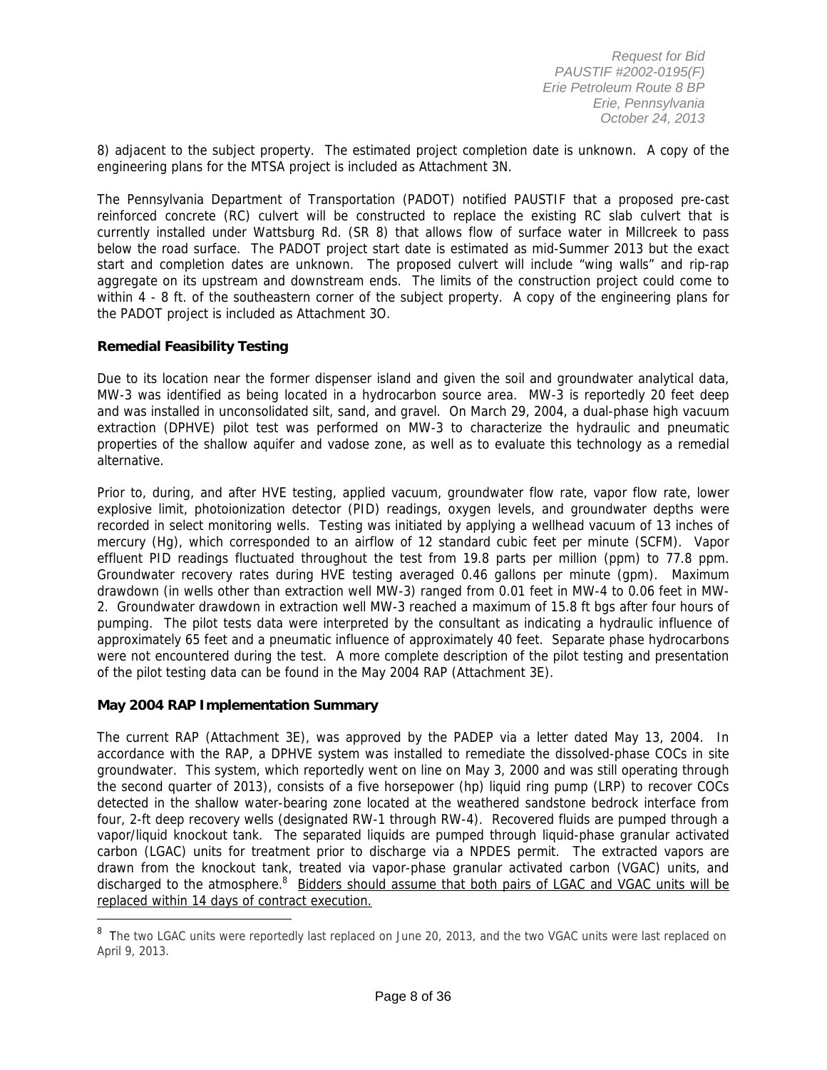8) adjacent to the subject property. The estimated project completion date is unknown. A copy of the engineering plans for the MTSA project is included as Attachment 3N.

The Pennsylvania Department of Transportation (PADOT) notified PAUSTIF that a proposed pre-cast reinforced concrete (RC) culvert will be constructed to replace the existing RC slab culvert that is currently installed under Wattsburg Rd. (SR 8) that allows flow of surface water in Millcreek to pass below the road surface. The PADOT project start date is estimated as mid-Summer 2013 but the exact start and completion dates are unknown. The proposed culvert will include "wing walls" and rip-rap aggregate on its upstream and downstream ends. The limits of the construction project could come to within 4 - 8 ft. of the southeastern corner of the subject property. A copy of the engineering plans for the PADOT project is included as Attachment 3O.

**Remedial Feasibility Testing**

Due to its location near the former dispenser island and given the soil and groundwater analytical data, MW-3 was identified as being located in a hydrocarbon source area. MW-3 is reportedly 20 feet deep and was installed in unconsolidated silt, sand, and gravel. On March 29, 2004, a dual-phase high vacuum extraction (DPHVE) pilot test was performed on MW-3 to characterize the hydraulic and pneumatic properties of the shallow aquifer and vadose zone, as well as to evaluate this technology as a remedial alternative.

Prior to, during, and after HVE testing, applied vacuum, groundwater flow rate, vapor flow rate, lower explosive limit, photoionization detector (PID) readings, oxygen levels, and groundwater depths were recorded in select monitoring wells. Testing was initiated by applying a wellhead vacuum of 13 inches of mercury (Hg), which corresponded to an airflow of 12 standard cubic feet per minute (SCFM). Vapor effluent PID readings fluctuated throughout the test from 19.8 parts per million (ppm) to 77.8 ppm. Groundwater recovery rates during HVE testing averaged 0.46 gallons per minute (gpm). Maximum drawdown (in wells other than extraction well MW-3) ranged from 0.01 feet in MW-4 to 0.06 feet in MW-2. Groundwater drawdown in extraction well MW-3 reached a maximum of 15.8 ft bgs after four hours of pumping. The pilot tests data were interpreted by the consultant as indicating a hydraulic influence of approximately 65 feet and a pneumatic influence of approximately 40 feet. Separate phase hydrocarbons were not encountered during the test. A more complete description of the pilot testing and presentation of the pilot testing data can be found in the May 2004 RAP (Attachment 3E).

**May 2004 RAP Implementation Summary**

The current RAP (Attachment 3E), was approved by the PADEP via a letter dated May 13, 2004. In accordance with the RAP, a DPHVE system was installed to remediate the dissolved-phase COCs in site groundwater. This system, which reportedly went on line on May 3, 2000 and was still operating through the second quarter of 2013), consists of a five horsepower (hp) liquid ring pump (LRP) to recover COCs detected in the shallow water-bearing zone located at the weathered sandstone bedrock interface from four, 2-ft deep recovery wells (designated RW-1 through RW-4). Recovered fluids are pumped through a vapor/liquid knockout tank. The separated liquids are pumped through liquid-phase granular activated carbon (LGAC) units for treatment prior to discharge via a NPDES permit. The extracted vapors are drawn from the knockout tank, treated via vapor-phase granular activated carbon (VGAC) units, and discharged to the atmosphere.[8] <u>Bidders should assume that both pairs of LGAC and VGAC units will be replaced within 14 days of contract execution.</u>

[8] The two LGAC units were reportedly last replaced on June 20, 2013, and the two VGAC units were last replaced on April 9, 2013.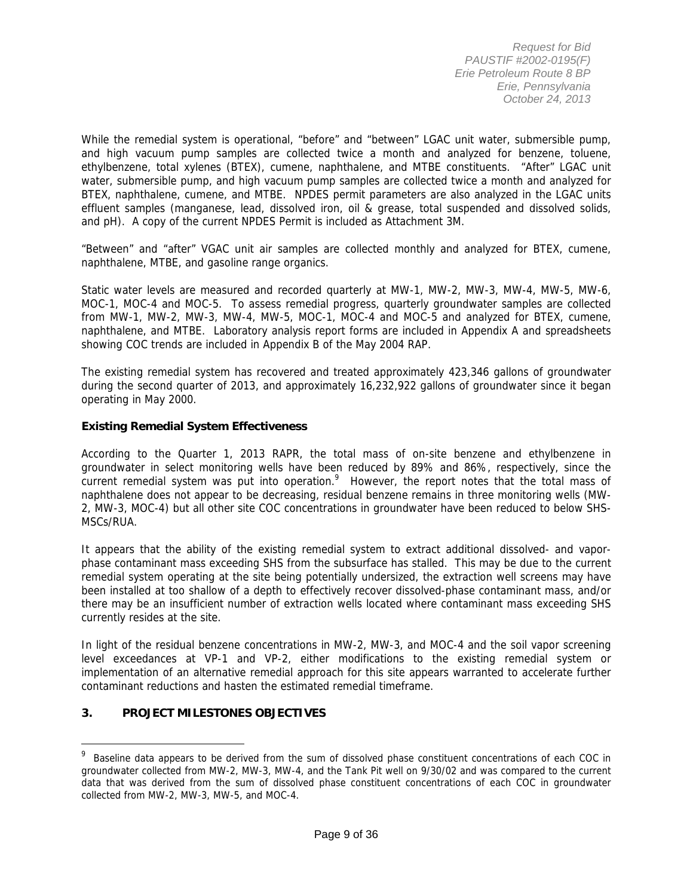While the remedial system is operational, "before" and "between" LGAC unit water, submersible pump, and high vacuum pump samples are collected twice a month and analyzed for benzene, toluene, ethylbenzene, total xylenes (BTEX), cumene, naphthalene, and MTBE constituents. "After" LGAC unit water, submersible pump, and high vacuum pump samples are collected twice a month and analyzed for BTEX, naphthalene, cumene, and MTBE. NPDES permit parameters are also analyzed in the LGAC units effluent samples (manganese, lead, dissolved iron, oil & grease, total suspended and dissolved solids, and pH). A copy of the current NPDES Permit is included as Attachment 3M.

"Between" and "after" VGAC unit air samples are collected monthly and analyzed for BTEX, cumene, naphthalene, MTBE, and gasoline range organics.

Static water levels are measured and recorded quarterly at MW-1, MW-2, MW-3, MW-4, MW-5, MW-6, MOC-1, MOC-4 and MOC-5. To assess remedial progress, quarterly groundwater samples are collected from MW-1, MW-2, MW-3, MW-4, MW-5, MOC-1, MOC-4 and MOC-5 and analyzed for BTEX, cumene, naphthalene, and MTBE. Laboratory analysis report forms are included in Appendix A and spreadsheets showing COC trends are included in Appendix B of the May 2004 RAP.

The existing remedial system has recovered and treated approximately 423,346 gallons of groundwater during the second quarter of 2013, and approximately 16,232,922 gallons of groundwater since it began operating in May 2000.

**Existing Remedial System Effectiveness**

According to the Quarter 1, 2013 RAPR, the total mass of on-site benzene and ethylbenzene in groundwater in select monitoring wells have been reduced by 89% and 86%, respectively, since the current remedial system was put into operation.[9] However, the report notes that the total mass of naphthalene does not appear to be decreasing, residual benzene remains in three monitoring wells (MW-2, MW-3, MOC-4) but all other site COC concentrations in groundwater have been reduced to below SHS-MSCs/RUA.

It appears that the ability of the existing remedial system to extract additional dissolved- and vapor-phase contaminant mass exceeding SHS from the subsurface has stalled. This may be due to the current remedial system operating at the site being potentially undersized, the extraction well screens may have been installed at too shallow of a depth to effectively recover dissolved-phase contaminant mass, and/or there may be an insufficient number of extraction wells located where contaminant mass exceeding SHS currently resides at the site.

In light of the residual benzene concentrations in MW-2, MW-3, and MOC-4 and the soil vapor screening level exceedances at VP-1 and VP-2, either modifications to the existing remedial system or implementation of an alternative remedial approach for this site appears warranted to accelerate further contaminant reductions and hasten the estimated remedial timeframe.

## 3. PROJECT MILESTONES OBJECTIVES

[9] Baseline data appears to be derived from the sum of dissolved phase constituent concentrations of each COC in groundwater collected from MW-2, MW-3, MW-4, and the Tank Pit well on 9/30/02 and was compared to the current data that was derived from the sum of dissolved phase constituent concentrations of each COC in groundwater collected from MW-2, MW-3, MW-5, and MOC-4.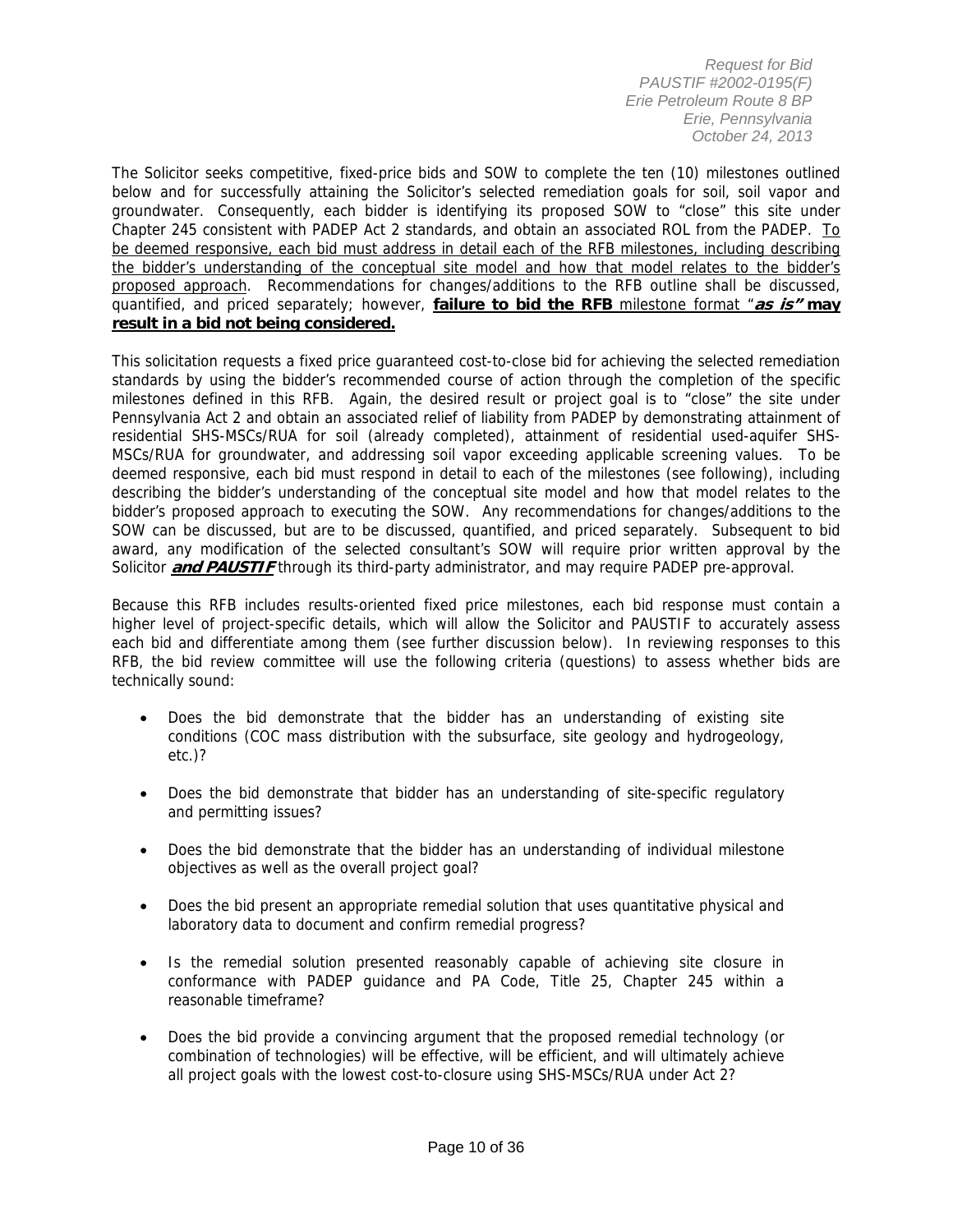The Solicitor seeks competitive, fixed-price bids and SOW to complete the ten (10) milestones outlined below and for successfully attaining the Solicitor's selected remediation goals for soil, soil vapor and groundwater. Consequently, each bidder is identifying its proposed SOW to "close" this site under Chapter 245 consistent with PADEP Act 2 standards, and obtain an associated ROL from the PADEP. To be deemed responsive, each bid must address in detail each of the RFB milestones, including describing the bidder's understanding of the conceptual site model and how that model relates to the bidder's proposed approach. Recommendations for changes/additions to the RFB outline shall be discussed, quantified, and priced separately; however, **failure to bid the RFB** milestone format "***as is"* may result in a bid not being considered.**

This solicitation requests a fixed price guaranteed cost-to-close bid for achieving the selected remediation standards by using the bidder's recommended course of action through the completion of the specific milestones defined in this RFB. Again, the desired result or project goal is to "close" the site under Pennsylvania Act 2 and obtain an associated relief of liability from PADEP by demonstrating attainment of residential SHS-MSCs/RUA for soil (already completed), attainment of residential used-aquifer SHS-MSCs/RUA for groundwater, and addressing soil vapor exceeding applicable screening values. To be deemed responsive, each bid must respond in detail to each of the milestones (see following), including describing the bidder's understanding of the conceptual site model and how that model relates to the bidder's proposed approach to executing the SOW. Any recommendations for changes/additions to the SOW can be discussed, but are to be discussed, quantified, and priced separately. Subsequent to bid award, any modification of the selected consultant's SOW will require prior written approval by the Solicitor ***and PAUSTIF*** through its third-party administrator, and may require PADEP pre-approval.

Because this RFB includes results-oriented fixed price milestones, each bid response must contain a higher level of project-specific details, which will allow the Solicitor and PAUSTIF to accurately assess each bid and differentiate among them (see further discussion below). In reviewing responses to this RFB, the bid review committee will use the following criteria (questions) to assess whether bids are technically sound:

- Does the bid demonstrate that the bidder has an understanding of existing site conditions (COC mass distribution with the subsurface, site geology and hydrogeology, etc.)?
- Does the bid demonstrate that bidder has an understanding of site-specific regulatory and permitting issues?
- Does the bid demonstrate that the bidder has an understanding of individual milestone objectives as well as the overall project goal?
- Does the bid present an appropriate remedial solution that uses quantitative physical and laboratory data to document and confirm remedial progress?
- Is the remedial solution presented reasonably capable of achieving site closure in conformance with PADEP guidance and PA Code, Title 25, Chapter 245 within a reasonable timeframe?
- Does the bid provide a convincing argument that the proposed remedial technology (or combination of technologies) will be effective, will be efficient, and will ultimately achieve all project goals with the lowest cost-to-closure using SHS-MSCs/RUA under Act 2?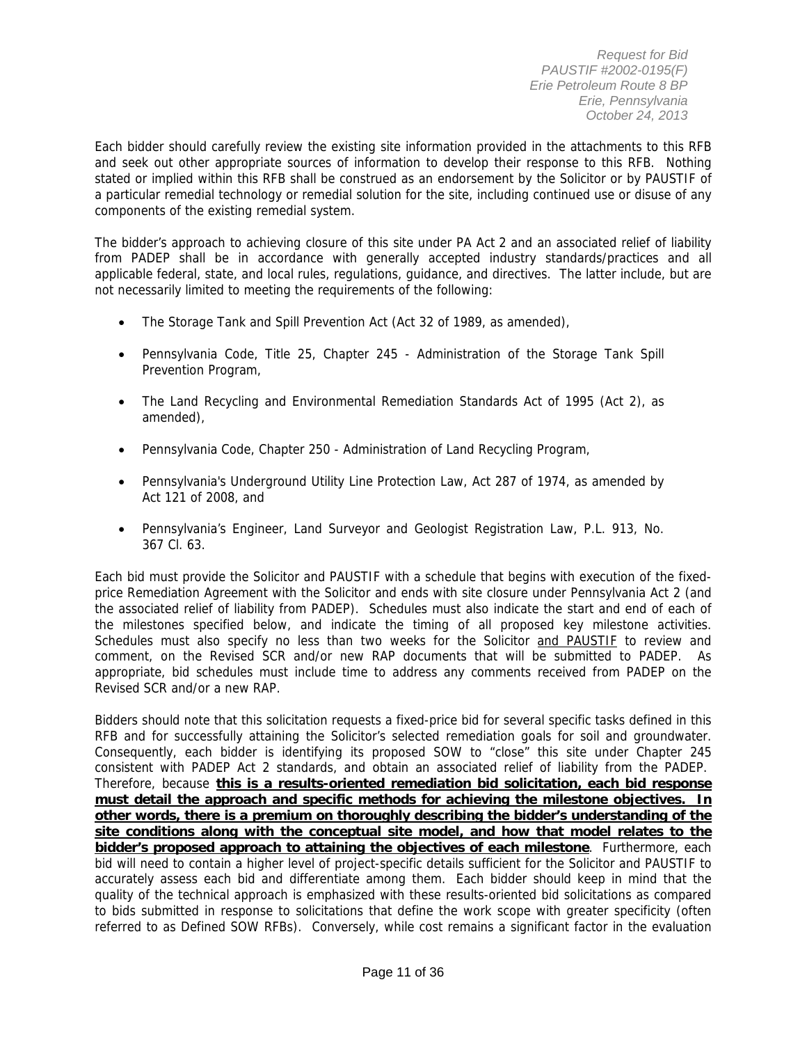Each bidder should carefully review the existing site information provided in the attachments to this RFB and seek out other appropriate sources of information to develop their response to this RFB. Nothing stated or implied within this RFB shall be construed as an endorsement by the Solicitor or by PAUSTIF of a particular remedial technology or remedial solution for the site, including continued use or disuse of any components of the existing remedial system.

The bidder's approach to achieving closure of this site under PA Act 2 and an associated relief of liability from PADEP shall be in accordance with generally accepted industry standards/practices and all applicable federal, state, and local rules, regulations, guidance, and directives. The latter include, but are not necessarily limited to meeting the requirements of the following:

- The Storage Tank and Spill Prevention Act (Act 32 of 1989, as amended),
- Pennsylvania Code, Title 25, Chapter 245 - Administration of the Storage Tank Spill Prevention Program,
- The Land Recycling and Environmental Remediation Standards Act of 1995 (Act 2), as amended),
- Pennsylvania Code, Chapter 250 - Administration of Land Recycling Program,
- Pennsylvania's Underground Utility Line Protection Law, Act 287 of 1974, as amended by Act 121 of 2008, and
- Pennsylvania's Engineer, Land Surveyor and Geologist Registration Law, P.L. 913, No. 367 Cl. 63.

Each bid must provide the Solicitor and PAUSTIF with a schedule that begins with execution of the fixed-price Remediation Agreement with the Solicitor and ends with site closure under Pennsylvania Act 2 (and the associated relief of liability from PADEP). Schedules must also indicate the start and end of each of the milestones specified below, and indicate the timing of all proposed key milestone activities. Schedules must also specify no less than two weeks for the Solicitor and PAUSTIF to review and comment, on the Revised SCR and/or new RAP documents that will be submitted to PADEP. As appropriate, bid schedules must include time to address any comments received from PADEP on the Revised SCR and/or a new RAP.

Bidders should note that this solicitation requests a fixed-price bid for several specific tasks defined in this RFB and for successfully attaining the Solicitor's selected remediation goals for soil and groundwater. Consequently, each bidder is identifying its proposed SOW to "close" this site under Chapter 245 consistent with PADEP Act 2 standards, and obtain an associated relief of liability from the PADEP. Therefore, because **this is a results-oriented remediation bid solicitation, each bid response must detail the approach and specific methods for achieving the milestone objectives. In other words, there is a premium on thoroughly describing the bidder's understanding of the site conditions along with the conceptual site model, and how that model relates to the bidder's proposed approach to attaining the objectives of each milestone**. Furthermore, each bid will need to contain a higher level of project-specific details sufficient for the Solicitor and PAUSTIF to accurately assess each bid and differentiate among them. Each bidder should keep in mind that the quality of the technical approach is emphasized with these results-oriented bid solicitations as compared to bids submitted in response to solicitations that define the work scope with greater specificity (often referred to as Defined SOW RFBs). Conversely, while cost remains a significant factor in the evaluation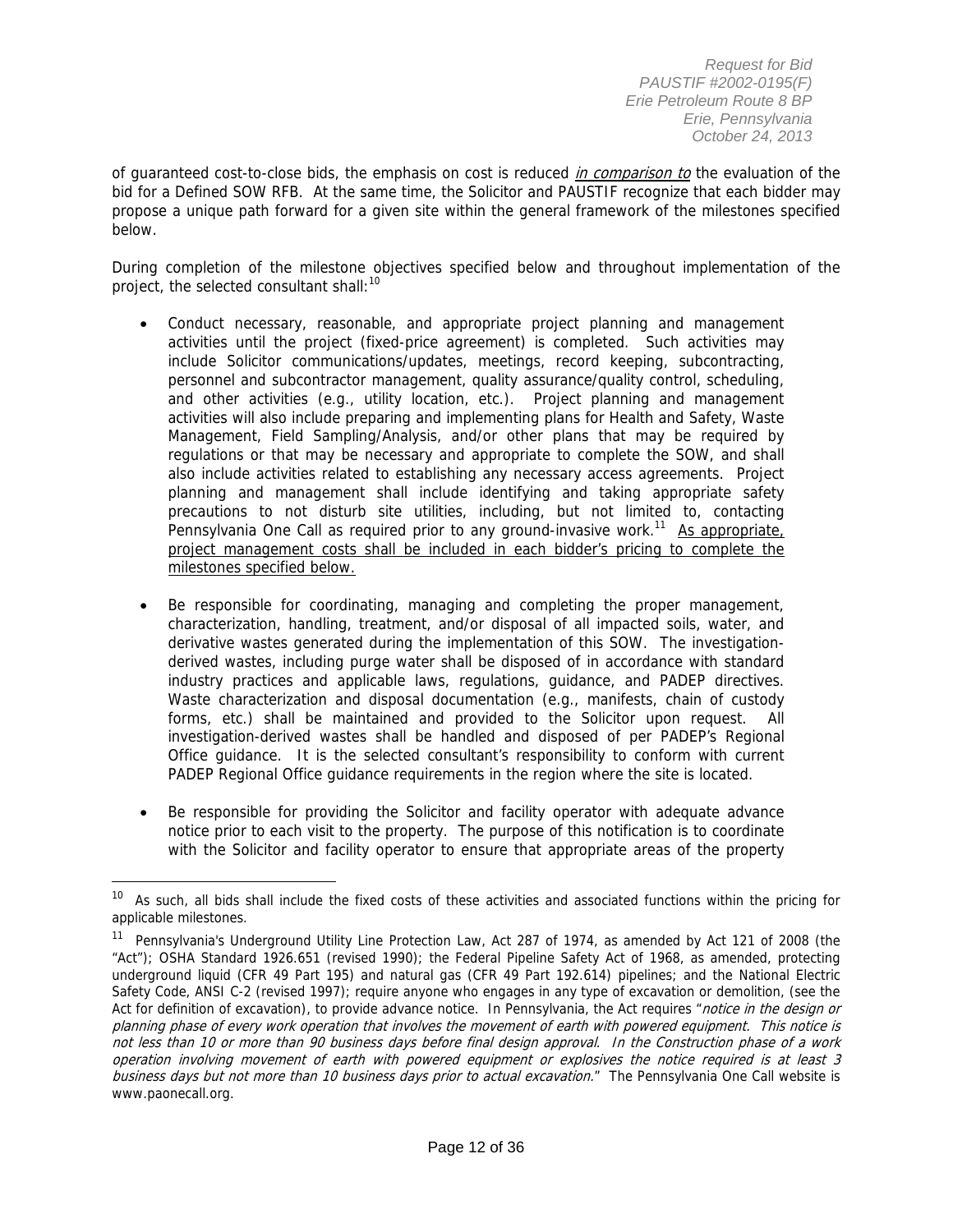of guaranteed cost-to-close bids, the emphasis on cost is reduced *in comparison to* the evaluation of the bid for a Defined SOW RFB. At the same time, the Solicitor and PAUSTIF recognize that each bidder may propose a unique path forward for a given site within the general framework of the milestones specified below.

During completion of the milestone objectives specified below and throughout implementation of the project, the selected consultant shall:[10]

- Conduct necessary, reasonable, and appropriate project planning and management activities until the project (fixed-price agreement) is completed. Such activities may include Solicitor communications/updates, meetings, record keeping, subcontracting, personnel and subcontractor management, quality assurance/quality control, scheduling, and other activities (e.g., utility location, etc.). Project planning and management activities will also include preparing and implementing plans for Health and Safety, Waste Management, Field Sampling/Analysis, and/or other plans that may be required by regulations or that may be necessary and appropriate to complete the SOW, and shall also include activities related to establishing any necessary access agreements. Project planning and management shall include identifying and taking appropriate safety precautions to not disturb site utilities, including, but not limited to, contacting Pennsylvania One Call as required prior to any ground-invasive work.[11] <u>As appropriate, project management costs shall be included in each bidder's pricing to complete the milestones specified below.</u>

- Be responsible for coordinating, managing and completing the proper management, characterization, handling, treatment, and/or disposal of all impacted soils, water, and derivative wastes generated during the implementation of this SOW. The investigation-derived wastes, including purge water shall be disposed of in accordance with standard industry practices and applicable laws, regulations, guidance, and PADEP directives. Waste characterization and disposal documentation (e.g., manifests, chain of custody forms, etc.) shall be maintained and provided to the Solicitor upon request. All investigation-derived wastes shall be handled and disposed of per PADEP's Regional Office guidance. It is the selected consultant's responsibility to conform with current PADEP Regional Office guidance requirements in the region where the site is located.

- Be responsible for providing the Solicitor and facility operator with adequate advance notice prior to each visit to the property. The purpose of this notification is to coordinate with the Solicitor and facility operator to ensure that appropriate areas of the property

---

[10] As such, all bids shall include the fixed costs of these activities and associated functions within the pricing for applicable milestones.

[11] Pennsylvania's Underground Utility Line Protection Law, Act 287 of 1974, as amended by Act 121 of 2008 (the "Act"); OSHA Standard 1926.651 (revised 1990); the Federal Pipeline Safety Act of 1968, as amended, protecting underground liquid (CFR 49 Part 195) and natural gas (CFR 49 Part 192.614) pipelines; and the National Electric Safety Code, ANSI C-2 (revised 1997); require anyone who engages in any type of excavation or demolition, (see the Act for definition of excavation), to provide advance notice. In Pennsylvania, the Act requires "*notice in the design or planning phase of every work operation that involves the movement of earth with powered equipment. This notice is not less than 10 or more than 90 business days before final design approval. In the Construction phase of a work operation involving movement of earth with powered equipment or explosives the notice required is at least 3 business days but not more than 10 business days prior to actual excavation.*" The Pennsylvania One Call website is www.paonecall.org.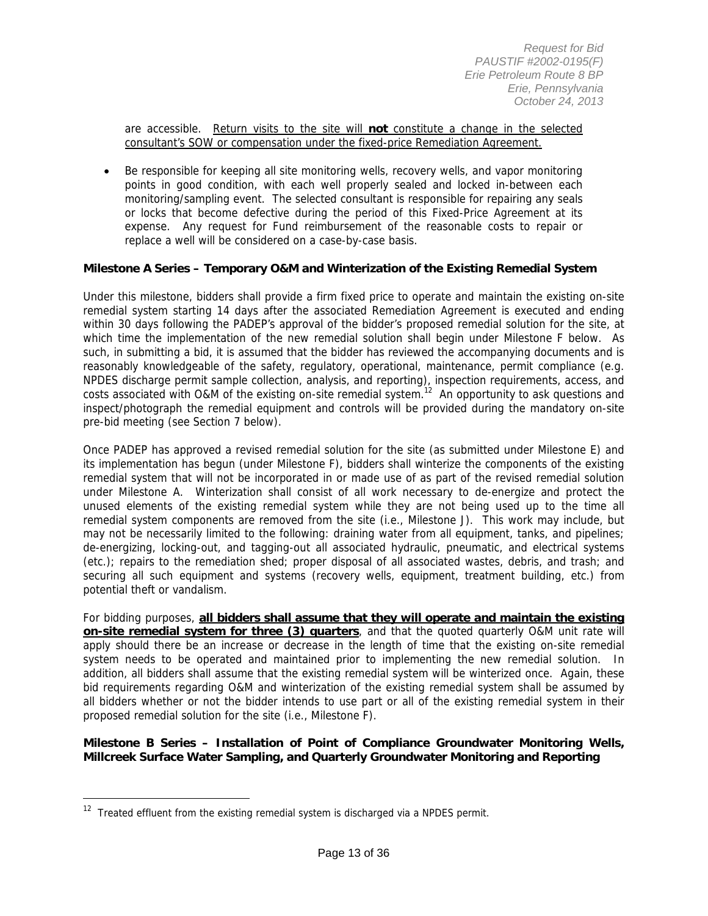are accessible. <u>Return visits to the site will **not** constitute a change in the selected consultant's SOW or compensation under the fixed-price Remediation Agreement.</u>

- Be responsible for keeping all site monitoring wells, recovery wells, and vapor monitoring points in good condition, with each well properly sealed and locked in-between each monitoring/sampling event. The selected consultant is responsible for repairing any seals or locks that become defective during the period of this Fixed-Price Agreement at its expense. Any request for Fund reimbursement of the reasonable costs to repair or replace a well will be considered on a case-by-case basis.

**Milestone A Series – Temporary O&M and Winterization of the Existing Remedial System**

Under this milestone, bidders shall provide a firm fixed price to operate and maintain the existing on-site remedial system starting 14 days after the associated Remediation Agreement is executed and ending within 30 days following the PADEP's approval of the bidder's proposed remedial solution for the site, at which time the implementation of the new remedial solution shall begin under Milestone F below. As such, in submitting a bid, it is assumed that the bidder has reviewed the accompanying documents and is reasonably knowledgeable of the safety, regulatory, operational, maintenance, permit compliance (e.g. NPDES discharge permit sample collection, analysis, and reporting), inspection requirements, access, and costs associated with O&M of the existing on-site remedial system.[12] An opportunity to ask questions and inspect/photograph the remedial equipment and controls will be provided during the mandatory on-site pre-bid meeting (see Section 7 below).

Once PADEP has approved a revised remedial solution for the site (as submitted under Milestone E) and its implementation has begun (under Milestone F), bidders shall winterize the components of the existing remedial system that will not be incorporated in or made use of as part of the revised remedial solution under Milestone A. Winterization shall consist of all work necessary to de-energize and protect the unused elements of the existing remedial system while they are not being used up to the time all remedial system components are removed from the site (i.e., Milestone J). This work may include, but may not be necessarily limited to the following: draining water from all equipment, tanks, and pipelines; de-energizing, locking-out, and tagging-out all associated hydraulic, pneumatic, and electrical systems (etc.); repairs to the remediation shed; proper disposal of all associated wastes, debris, and trash; and securing all such equipment and systems (recovery wells, equipment, treatment building, etc.) from potential theft or vandalism.

For bidding purposes, **<u>all bidders shall assume that they will operate and maintain the existing on-site remedial system for three (3) quarters</u>**, and that the quoted quarterly O&M unit rate will apply should there be an increase or decrease in the length of time that the existing on-site remedial system needs to be operated and maintained prior to implementing the new remedial solution. In addition, all bidders shall assume that the existing remedial system will be winterized once. Again, these bid requirements regarding O&M and winterization of the existing remedial system shall be assumed by all bidders whether or not the bidder intends to use part or all of the existing remedial system in their proposed remedial solution for the site (i.e., Milestone F).

**Milestone B Series – Installation of Point of Compliance Groundwater Monitoring Wells, Millcreek Surface Water Sampling, and Quarterly Groundwater Monitoring and Reporting**

---

[12] Treated effluent from the existing remedial system is discharged via a NPDES permit.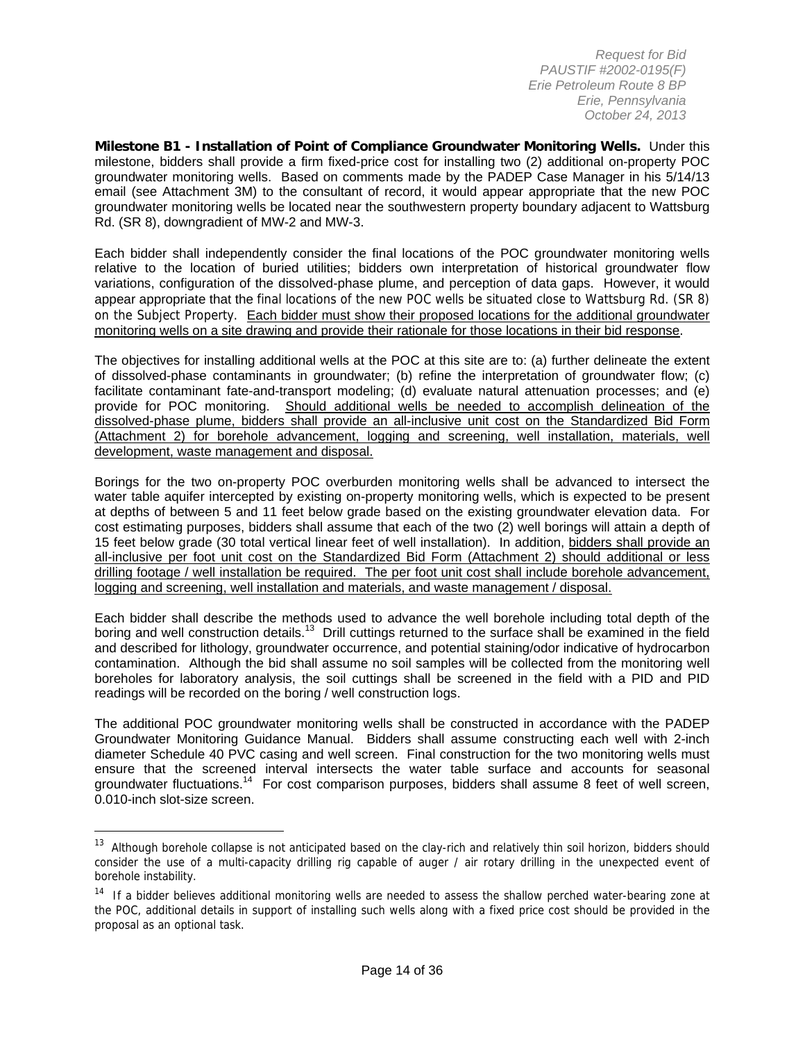**Milestone B1 - Installation of Point of Compliance Groundwater Monitoring Wells.** Under this milestone, bidders shall provide a firm fixed-price cost for installing two (2) additional on-property POC groundwater monitoring wells. Based on comments made by the PADEP Case Manager in his 5/14/13 email (see Attachment 3M) to the consultant of record, it would appear appropriate that the new POC groundwater monitoring wells be located near the southwestern property boundary adjacent to Wattsburg Rd. (SR 8), downgradient of MW-2 and MW-3.

Each bidder shall independently consider the final locations of the POC groundwater monitoring wells relative to the location of buried utilities; bidders own interpretation of historical groundwater flow variations, configuration of the dissolved-phase plume, and perception of data gaps. However, it would appear appropriate that the final locations of the new POC wells be situated close to Wattsburg Rd. (SR 8) on the Subject Property. <u>Each bidder must show their proposed locations for the additional groundwater monitoring wells on a site drawing and provide their rationale for those locations in their bid response</u>.

The objectives for installing additional wells at the POC at this site are to: (a) further delineate the extent of dissolved-phase contaminants in groundwater; (b) refine the interpretation of groundwater flow; (c) facilitate contaminant fate-and-transport modeling; (d) evaluate natural attenuation processes; and (e) provide for POC monitoring. <u>Should additional wells be needed to accomplish delineation of the dissolved-phase plume, bidders shall provide an all-inclusive unit cost on the Standardized Bid Form (Attachment 2) for borehole advancement, logging and screening, well installation, materials, well development, waste management and disposal.</u>

Borings for the two on-property POC overburden monitoring wells shall be advanced to intersect the water table aquifer intercepted by existing on-property monitoring wells, which is expected to be present at depths of between 5 and 11 feet below grade based on the existing groundwater elevation data. For cost estimating purposes, bidders shall assume that each of the two (2) well borings will attain a depth of 15 feet below grade (30 total vertical linear feet of well installation). In addition, <u>bidders shall provide an all-inclusive per foot unit cost on the Standardized Bid Form (Attachment 2) should additional or less drilling footage / well installation be required. The per foot unit cost shall include borehole advancement, logging and screening, well installation and materials, and waste management / disposal.</u>

Each bidder shall describe the methods used to advance the well borehole including total depth of the boring and well construction details.[13] Drill cuttings returned to the surface shall be examined in the field and described for lithology, groundwater occurrence, and potential staining/odor indicative of hydrocarbon contamination. Although the bid shall assume no soil samples will be collected from the monitoring well boreholes for laboratory analysis, the soil cuttings shall be screened in the field with a PID and PID readings will be recorded on the boring / well construction logs.

The additional POC groundwater monitoring wells shall be constructed in accordance with the PADEP Groundwater Monitoring Guidance Manual. Bidders shall assume constructing each well with 2-inch diameter Schedule 40 PVC casing and well screen. Final construction for the two monitoring wells must ensure that the screened interval intersects the water table surface and accounts for seasonal groundwater fluctuations.[14] For cost comparison purposes, bidders shall assume 8 feet of well screen, 0.010-inch slot-size screen.

---

[13] Although borehole collapse is not anticipated based on the clay-rich and relatively thin soil horizon, bidders should consider the use of a multi-capacity drilling rig capable of auger / air rotary drilling in the unexpected event of borehole instability.

[14] If a bidder believes additional monitoring wells are needed to assess the shallow perched water-bearing zone at the POC, additional details in support of installing such wells along with a fixed price cost should be provided in the proposal as an optional task.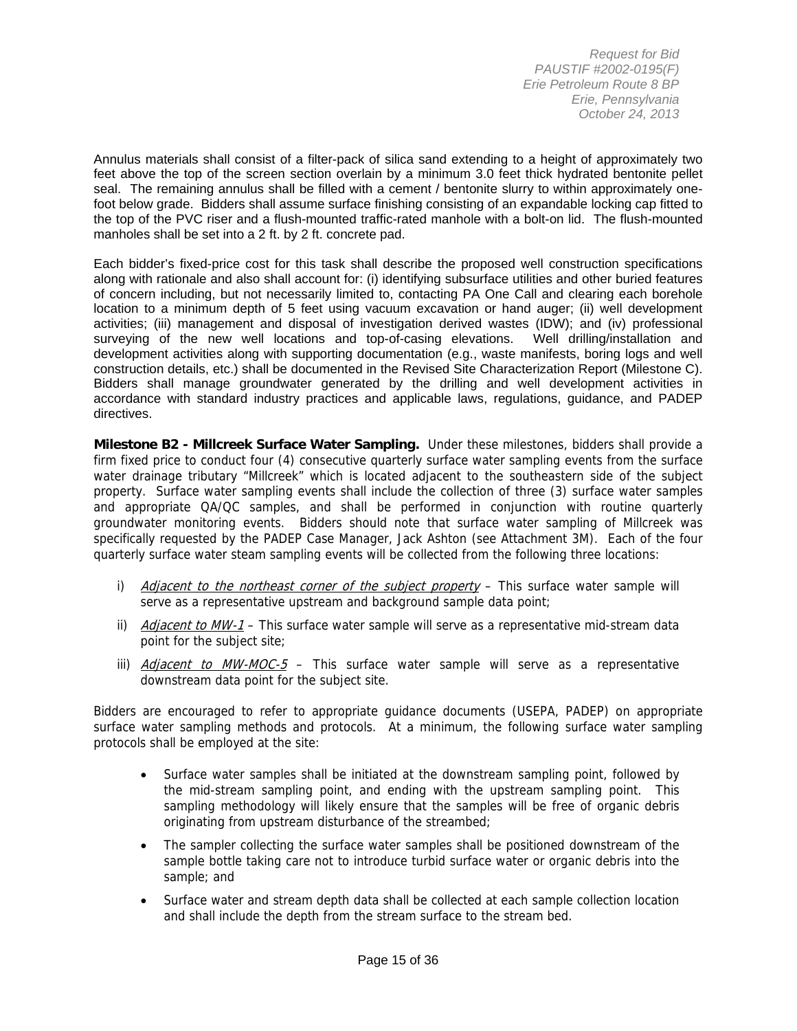Annulus materials shall consist of a filter-pack of silica sand extending to a height of approximately two feet above the top of the screen section overlain by a minimum 3.0 feet thick hydrated bentonite pellet seal. The remaining annulus shall be filled with a cement / bentonite slurry to within approximately one-foot below grade. Bidders shall assume surface finishing consisting of an expandable locking cap fitted to the top of the PVC riser and a flush-mounted traffic-rated manhole with a bolt-on lid. The flush-mounted manholes shall be set into a 2 ft. by 2 ft. concrete pad.

Each bidder's fixed-price cost for this task shall describe the proposed well construction specifications along with rationale and also shall account for: (i) identifying subsurface utilities and other buried features of concern including, but not necessarily limited to, contacting PA One Call and clearing each borehole location to a minimum depth of 5 feet using vacuum excavation or hand auger; (ii) well development activities; (iii) management and disposal of investigation derived wastes (IDW); and (iv) professional surveying of the new well locations and top-of-casing elevations. Well drilling/installation and development activities along with supporting documentation (e.g., waste manifests, boring logs and well construction details, etc.) shall be documented in the Revised Site Characterization Report (Milestone C). Bidders shall manage groundwater generated by the drilling and well development activities in accordance with standard industry practices and applicable laws, regulations, guidance, and PADEP directives.

**Milestone B2 - Millcreek Surface Water Sampling.** Under these milestones, bidders shall provide a firm fixed price to conduct four (4) consecutive quarterly surface water sampling events from the surface water drainage tributary "Millcreek" which is located adjacent to the southeastern side of the subject property. Surface water sampling events shall include the collection of three (3) surface water samples and appropriate QA/QC samples, and shall be performed in conjunction with routine quarterly groundwater monitoring events. Bidders should note that surface water sampling of Millcreek was specifically requested by the PADEP Case Manager, Jack Ashton (see Attachment 3M). Each of the four quarterly surface water steam sampling events will be collected from the following three locations:

i) *Adjacent to the northeast corner of the subject property* – This surface water sample will serve as a representative upstream and background sample data point;

ii) *Adjacent to MW-1* – This surface water sample will serve as a representative mid-stream data point for the subject site;

iii) *Adjacent to MW-MOC-5* – This surface water sample will serve as a representative downstream data point for the subject site.

Bidders are encouraged to refer to appropriate guidance documents (USEPA, PADEP) on appropriate surface water sampling methods and protocols. At a minimum, the following surface water sampling protocols shall be employed at the site:

- Surface water samples shall be initiated at the downstream sampling point, followed by the mid-stream sampling point, and ending with the upstream sampling point. This sampling methodology will likely ensure that the samples will be free of organic debris originating from upstream disturbance of the streambed;
- The sampler collecting the surface water samples shall be positioned downstream of the sample bottle taking care not to introduce turbid surface water or organic debris into the sample; and
- Surface water and stream depth data shall be collected at each sample collection location and shall include the depth from the stream surface to the stream bed.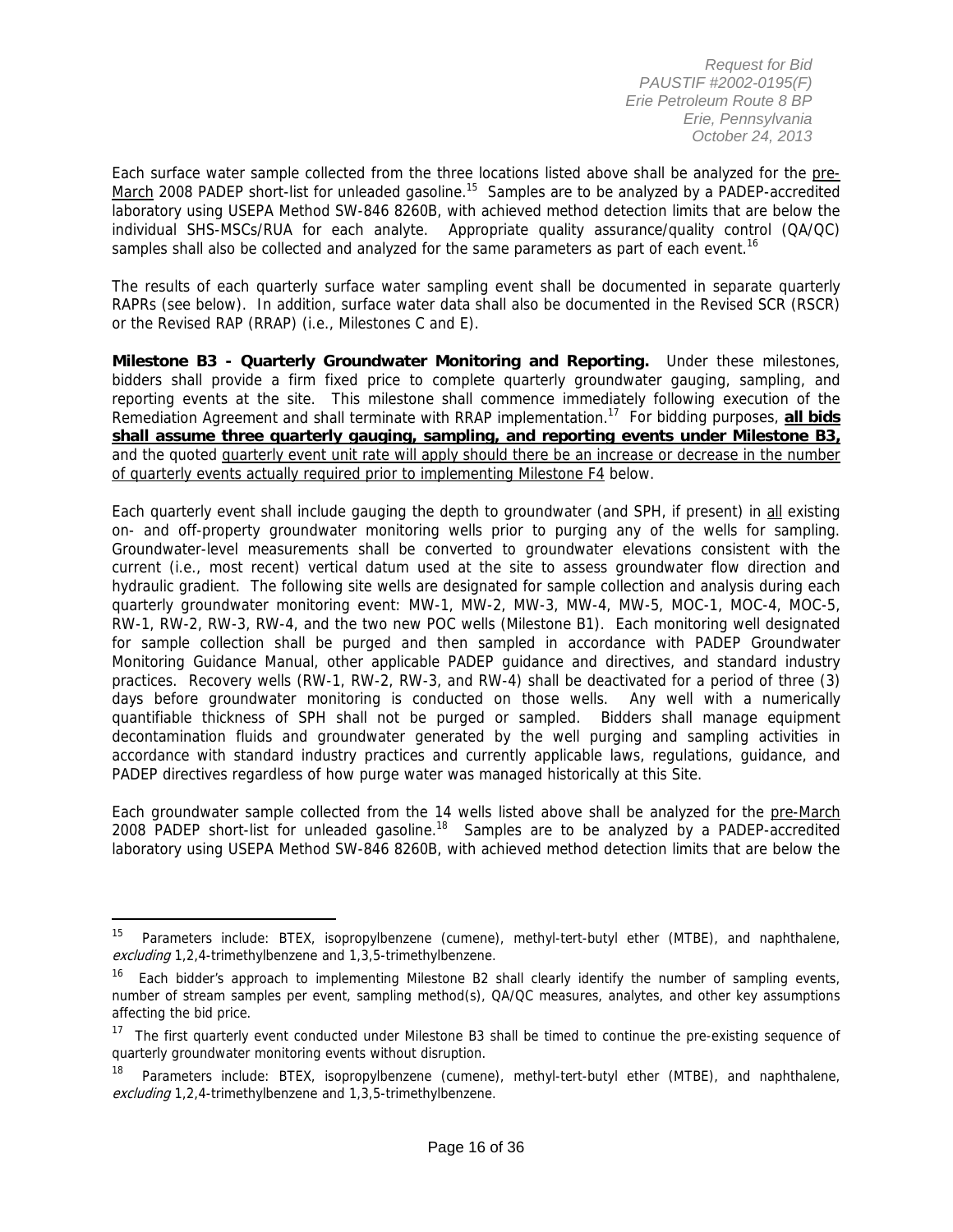Each surface water sample collected from the three locations listed above shall be analyzed for the pre-March 2008 PADEP short-list for unleaded gasoline.[15] Samples are to be analyzed by a PADEP-accredited laboratory using USEPA Method SW-846 8260B, with achieved method detection limits that are below the individual SHS-MSCs/RUA for each analyte. Appropriate quality assurance/quality control (QA/QC) samples shall also be collected and analyzed for the same parameters as part of each event.[16]

The results of each quarterly surface water sampling event shall be documented in separate quarterly RAPRs (see below). In addition, surface water data shall also be documented in the Revised SCR (RSCR) or the Revised RAP (RRAP) (i.e., Milestones C and E).

**Milestone B3 - Quarterly Groundwater Monitoring and Reporting.** Under these milestones, bidders shall provide a firm fixed price to complete quarterly groundwater gauging, sampling, and reporting events at the site. This milestone shall commence immediately following execution of the Remediation Agreement and shall terminate with RRAP implementation.[17] For bidding purposes, **all bids shall assume three quarterly gauging, sampling, and reporting events under Milestone B3,** and the quoted quarterly event unit rate will apply should there be an increase or decrease in the number of quarterly events actually required prior to implementing Milestone F4 below.

Each quarterly event shall include gauging the depth to groundwater (and SPH, if present) in all existing on- and off-property groundwater monitoring wells prior to purging any of the wells for sampling. Groundwater-level measurements shall be converted to groundwater elevations consistent with the current (i.e., most recent) vertical datum used at the site to assess groundwater flow direction and hydraulic gradient. The following site wells are designated for sample collection and analysis during each quarterly groundwater monitoring event: MW-1, MW-2, MW-3, MW-4, MW-5, MOC-1, MOC-4, MOC-5, RW-1, RW-2, RW-3, RW-4, and the two new POC wells (Milestone B1). Each monitoring well designated for sample collection shall be purged and then sampled in accordance with PADEP Groundwater Monitoring Guidance Manual, other applicable PADEP guidance and directives, and standard industry practices. Recovery wells (RW-1, RW-2, RW-3, and RW-4) shall be deactivated for a period of three (3) days before groundwater monitoring is conducted on those wells. Any well with a numerically quantifiable thickness of SPH shall not be purged or sampled. Bidders shall manage equipment decontamination fluids and groundwater generated by the well purging and sampling activities in accordance with standard industry practices and currently applicable laws, regulations, guidance, and PADEP directives regardless of how purge water was managed historically at this Site.

Each groundwater sample collected from the 14 wells listed above shall be analyzed for the pre-March 2008 PADEP short-list for unleaded gasoline.[18] Samples are to be analyzed by a PADEP-accredited laboratory using USEPA Method SW-846 8260B, with achieved method detection limits that are below the

---

[15] Parameters include: BTEX, isopropylbenzene (cumene), methyl-tert-butyl ether (MTBE), and naphthalene, *excluding* 1,2,4-trimethylbenzene and 1,3,5-trimethylbenzene.

[16] Each bidder's approach to implementing Milestone B2 shall clearly identify the number of sampling events, number of stream samples per event, sampling method(s), QA/QC measures, analytes, and other key assumptions affecting the bid price.

[17] The first quarterly event conducted under Milestone B3 shall be timed to continue the pre-existing sequence of quarterly groundwater monitoring events without disruption.

[18] Parameters include: BTEX, isopropylbenzene (cumene), methyl-tert-butyl ether (MTBE), and naphthalene, *excluding* 1,2,4-trimethylbenzene and 1,3,5-trimethylbenzene.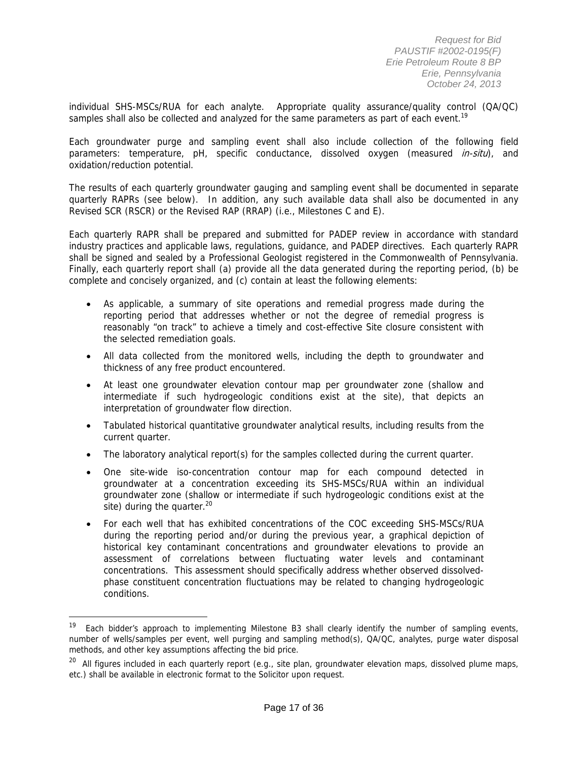individual SHS-MSCs/RUA for each analyte. Appropriate quality assurance/quality control (QA/QC) samples shall also be collected and analyzed for the same parameters as part of each event.[19]

Each groundwater purge and sampling event shall also include collection of the following field parameters: temperature, pH, specific conductance, dissolved oxygen (measured *in-situ*), and oxidation/reduction potential.

The results of each quarterly groundwater gauging and sampling event shall be documented in separate quarterly RAPRs (see below). In addition, any such available data shall also be documented in any Revised SCR (RSCR) or the Revised RAP (RRAP) (i.e., Milestones C and E).

Each quarterly RAPR shall be prepared and submitted for PADEP review in accordance with standard industry practices and applicable laws, regulations, guidance, and PADEP directives. Each quarterly RAPR shall be signed and sealed by a Professional Geologist registered in the Commonwealth of Pennsylvania. Finally, each quarterly report shall (a) provide all the data generated during the reporting period, (b) be complete and concisely organized, and (c) contain at least the following elements:

- As applicable, a summary of site operations and remedial progress made during the reporting period that addresses whether or not the degree of remedial progress is reasonably "on track" to achieve a timely and cost-effective Site closure consistent with the selected remediation goals.
- All data collected from the monitored wells, including the depth to groundwater and thickness of any free product encountered.
- At least one groundwater elevation contour map per groundwater zone (shallow and intermediate if such hydrogeologic conditions exist at the site), that depicts an interpretation of groundwater flow direction.
- Tabulated historical quantitative groundwater analytical results, including results from the current quarter.
- The laboratory analytical report(s) for the samples collected during the current quarter.
- One site-wide iso-concentration contour map for each compound detected in groundwater at a concentration exceeding its SHS-MSCs/RUA within an individual groundwater zone (shallow or intermediate if such hydrogeologic conditions exist at the site) during the quarter.[20]
- For each well that has exhibited concentrations of the COC exceeding SHS-MSCs/RUA during the reporting period and/or during the previous year, a graphical depiction of historical key contaminant concentrations and groundwater elevations to provide an assessment of correlations between fluctuating water levels and contaminant concentrations. This assessment should specifically address whether observed dissolved-phase constituent concentration fluctuations may be related to changing hydrogeologic conditions.

---

[19] Each bidder's approach to implementing Milestone B3 shall clearly identify the number of sampling events, number of wells/samples per event, well purging and sampling method(s), QA/QC, analytes, purge water disposal methods, and other key assumptions affecting the bid price.

[20] All figures included in each quarterly report (e.g., site plan, groundwater elevation maps, dissolved plume maps, etc.) shall be available in electronic format to the Solicitor upon request.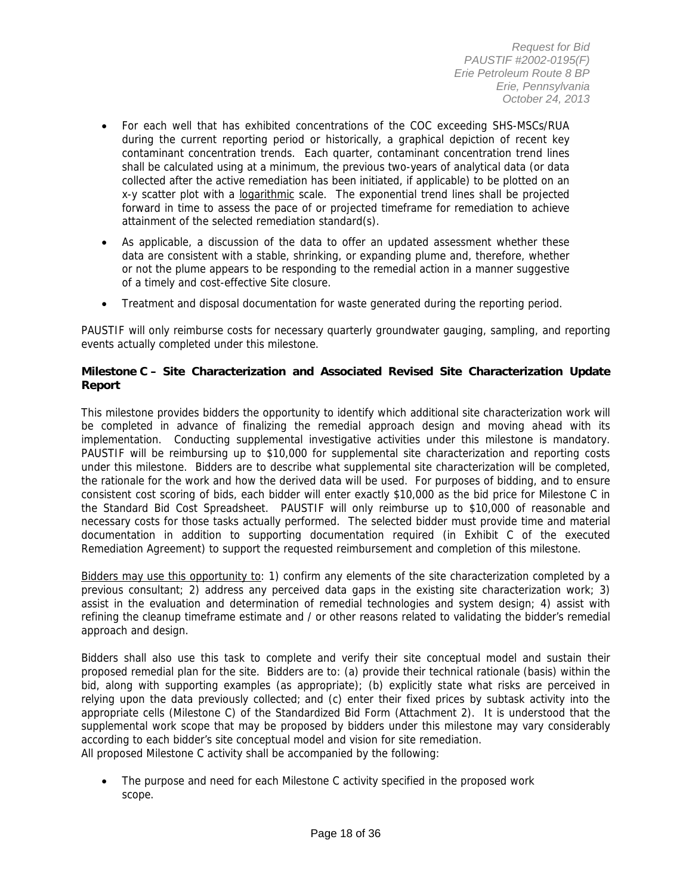- For each well that has exhibited concentrations of the COC exceeding SHS-MSCs/RUA during the current reporting period or historically, a graphical depiction of recent key contaminant concentration trends. Each quarter, contaminant concentration trend lines shall be calculated using at a minimum, the previous two-years of analytical data (or data collected after the active remediation has been initiated, if applicable) to be plotted on an x-y scatter plot with a logarithmic scale. The exponential trend lines shall be projected forward in time to assess the pace of or projected timeframe for remediation to achieve attainment of the selected remediation standard(s).
- As applicable, a discussion of the data to offer an updated assessment whether these data are consistent with a stable, shrinking, or expanding plume and, therefore, whether or not the plume appears to be responding to the remedial action in a manner suggestive of a timely and cost-effective Site closure.
- Treatment and disposal documentation for waste generated during the reporting period.

PAUSTIF will only reimburse costs for necessary quarterly groundwater gauging, sampling, and reporting events actually completed under this milestone.

**Milestone C – Site Characterization and Associated Revised Site Characterization Update Report**

This milestone provides bidders the opportunity to identify which additional site characterization work will be completed in advance of finalizing the remedial approach design and moving ahead with its implementation. Conducting supplemental investigative activities under this milestone is mandatory. PAUSTIF will be reimbursing up to $10,000 for supplemental site characterization and reporting costs under this milestone. Bidders are to describe what supplemental site characterization will be completed, the rationale for the work and how the derived data will be used. For purposes of bidding, and to ensure consistent cost scoring of bids, each bidder will enter exactly $10,000 as the bid price for Milestone C in the Standard Bid Cost Spreadsheet. PAUSTIF will only reimburse up to $10,000 of reasonable and necessary costs for those tasks actually performed. The selected bidder must provide time and material documentation in addition to supporting documentation required (in Exhibit C of the executed Remediation Agreement) to support the requested reimbursement and completion of this milestone.

Bidders may use this opportunity to: 1) confirm any elements of the site characterization completed by a previous consultant; 2) address any perceived data gaps in the existing site characterization work; 3) assist in the evaluation and determination of remedial technologies and system design; 4) assist with refining the cleanup timeframe estimate and / or other reasons related to validating the bidder's remedial approach and design.

Bidders shall also use this task to complete and verify their site conceptual model and sustain their proposed remedial plan for the site. Bidders are to: (a) provide their technical rationale (basis) within the bid, along with supporting examples (as appropriate); (b) explicitly state what risks are perceived in relying upon the data previously collected; and (c) enter their fixed prices by subtask activity into the appropriate cells (Milestone C) of the Standardized Bid Form (Attachment 2). It is understood that the supplemental work scope that may be proposed by bidders under this milestone may vary considerably according to each bidder's site conceptual model and vision for site remediation.
All proposed Milestone C activity shall be accompanied by the following:

- The purpose and need for each Milestone C activity specified in the proposed work scope.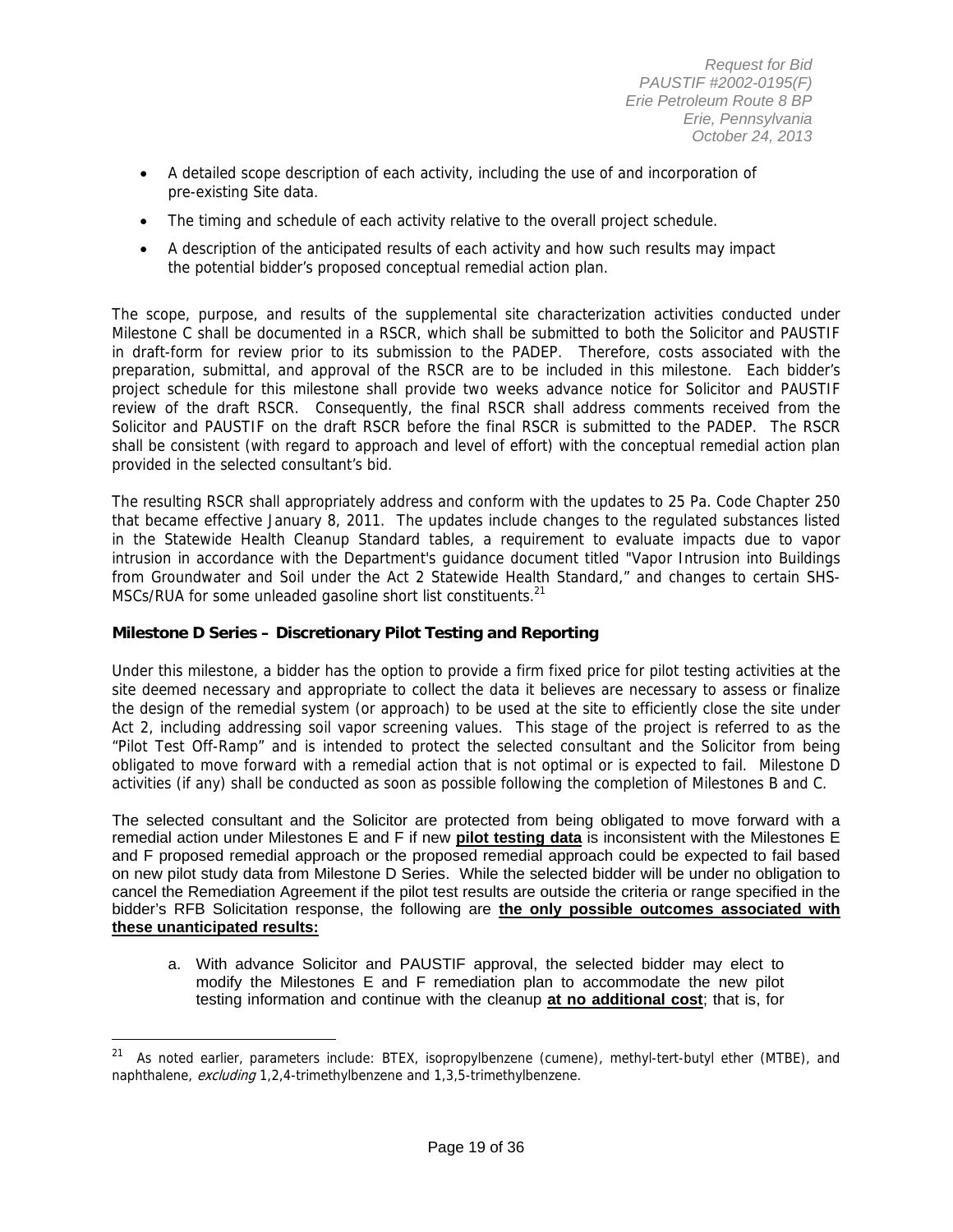- A detailed scope description of each activity, including the use of and incorporation of pre-existing Site data.
- The timing and schedule of each activity relative to the overall project schedule.
- A description of the anticipated results of each activity and how such results may impact the potential bidder's proposed conceptual remedial action plan.

The scope, purpose, and results of the supplemental site characterization activities conducted under Milestone C shall be documented in a RSCR, which shall be submitted to both the Solicitor and PAUSTIF in draft-form for review prior to its submission to the PADEP. Therefore, costs associated with the preparation, submittal, and approval of the RSCR are to be included in this milestone. Each bidder's project schedule for this milestone shall provide two weeks advance notice for Solicitor and PAUSTIF review of the draft RSCR. Consequently, the final RSCR shall address comments received from the Solicitor and PAUSTIF on the draft RSCR before the final RSCR is submitted to the PADEP. The RSCR shall be consistent (with regard to approach and level of effort) with the conceptual remedial action plan provided in the selected consultant's bid.

The resulting RSCR shall appropriately address and conform with the updates to 25 Pa. Code Chapter 250 that became effective January 8, 2011. The updates include changes to the regulated substances listed in the Statewide Health Cleanup Standard tables, a requirement to evaluate impacts due to vapor intrusion in accordance with the Department's guidance document titled "Vapor Intrusion into Buildings from Groundwater and Soil under the Act 2 Statewide Health Standard," and changes to certain SHS-MSCs/RUA for some unleaded gasoline short list constituents.[21]

### Milestone D Series – Discretionary Pilot Testing and Reporting

Under this milestone, a bidder has the option to provide a firm fixed price for pilot testing activities at the site deemed necessary and appropriate to collect the data it believes are necessary to assess or finalize the design of the remedial system (or approach) to be used at the site to efficiently close the site under Act 2, including addressing soil vapor screening values. This stage of the project is referred to as the "Pilot Test Off-Ramp" and is intended to protect the selected consultant and the Solicitor from being obligated to move forward with a remedial action that is not optimal or is expected to fail. Milestone D activities (if any) shall be conducted as soon as possible following the completion of Milestones B and C.

The selected consultant and the Solicitor are protected from being obligated to move forward with a remedial action under Milestones E and F if new **pilot testing data** is inconsistent with the Milestones E and F proposed remedial approach or the proposed remedial approach could be expected to fail based on new pilot study data from Milestone D Series. While the selected bidder will be under no obligation to cancel the Remediation Agreement if the pilot test results are outside the criteria or range specified in the bidder's RFB Solicitation response, the following are **the only possible outcomes associated with these unanticipated results:**

a. With advance Solicitor and PAUSTIF approval, the selected bidder may elect to modify the Milestones E and F remediation plan to accommodate the new pilot testing information and continue with the cleanup **at no additional cost**; that is, for

---

[21] As noted earlier, parameters include: BTEX, isopropylbenzene (cumene), methyl-tert-butyl ether (MTBE), and naphthalene, *excluding* 1,2,4-trimethylbenzene and 1,3,5-trimethylbenzene.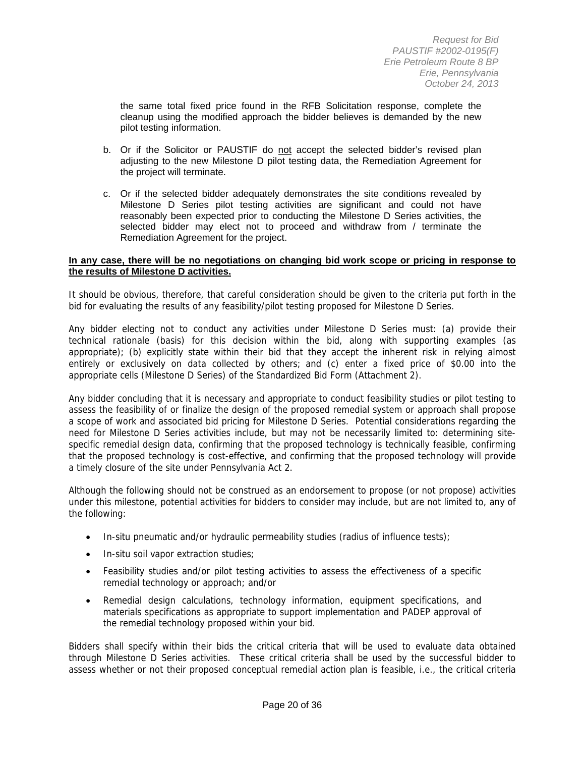the same total fixed price found in the RFB Solicitation response, complete the cleanup using the modified approach the bidder believes is demanded by the new pilot testing information.

b. Or if the Solicitor or PAUSTIF do not accept the selected bidder's revised plan adjusting to the new Milestone D pilot testing data, the Remediation Agreement for the project will terminate.

c. Or if the selected bidder adequately demonstrates the site conditions revealed by Milestone D Series pilot testing activities are significant and could not have reasonably been expected prior to conducting the Milestone D Series activities, the selected bidder may elect not to proceed and withdraw from / terminate the Remediation Agreement for the project.

**In any case, there will be no negotiations on changing bid work scope or pricing in response to the results of Milestone D activities.**

It should be obvious, therefore, that careful consideration should be given to the criteria put forth in the bid for evaluating the results of any feasibility/pilot testing proposed for Milestone D Series.

Any bidder electing not to conduct any activities under Milestone D Series must: (a) provide their technical rationale (basis) for this decision within the bid, along with supporting examples (as appropriate); (b) explicitly state within their bid that they accept the inherent risk in relying almost entirely or exclusively on data collected by others; and (c) enter a fixed price of $0.00 into the appropriate cells (Milestone D Series) of the Standardized Bid Form (Attachment 2).

Any bidder concluding that it is necessary and appropriate to conduct feasibility studies or pilot testing to assess the feasibility of or finalize the design of the proposed remedial system or approach shall propose a scope of work and associated bid pricing for Milestone D Series. Potential considerations regarding the need for Milestone D Series activities include, but may not be necessarily limited to: determining site-specific remedial design data, confirming that the proposed technology is technically feasible, confirming that the proposed technology is cost-effective, and confirming that the proposed technology will provide a timely closure of the site under Pennsylvania Act 2.

Although the following should not be construed as an endorsement to propose (or not propose) activities under this milestone, potential activities for bidders to consider may include, but are not limited to, any of the following:

- In-situ pneumatic and/or hydraulic permeability studies (radius of influence tests);
- In-situ soil vapor extraction studies;
- Feasibility studies and/or pilot testing activities to assess the effectiveness of a specific remedial technology or approach; and/or
- Remedial design calculations, technology information, equipment specifications, and materials specifications as appropriate to support implementation and PADEP approval of the remedial technology proposed within your bid.

Bidders shall specify within their bids the critical criteria that will be used to evaluate data obtained through Milestone D Series activities. These critical criteria shall be used by the successful bidder to assess whether or not their proposed conceptual remedial action plan is feasible, i.e., the critical criteria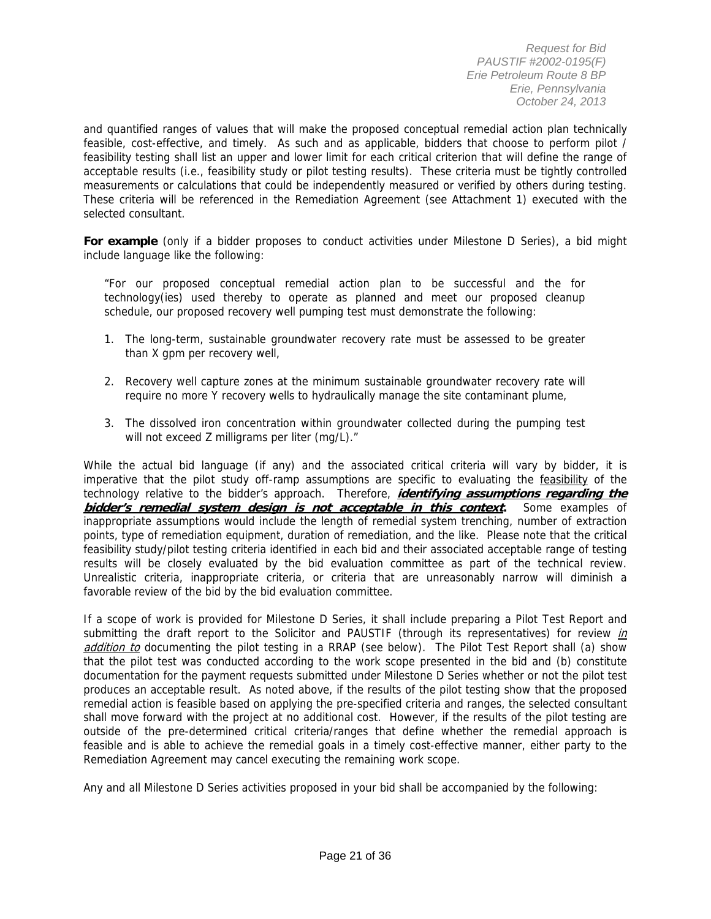and quantified ranges of values that will make the proposed conceptual remedial action plan technically feasible, cost-effective, and timely. As such and as applicable, bidders that choose to perform pilot / feasibility testing shall list an upper and lower limit for each critical criterion that will define the range of acceptable results (i.e., feasibility study or pilot testing results). These criteria must be tightly controlled measurements or calculations that could be independently measured or verified by others during testing. These criteria will be referenced in the Remediation Agreement (see Attachment 1) executed with the selected consultant.

**For example** (only if a bidder proposes to conduct activities under Milestone D Series), a bid might include language like the following:

> "For our proposed conceptual remedial action plan to be successful and the for technology(ies) used thereby to operate as planned and meet our proposed cleanup schedule, our proposed recovery well pumping test must demonstrate the following:
>
> 1. The long-term, sustainable groundwater recovery rate must be assessed to be greater than X gpm per recovery well,
>
> 2. Recovery well capture zones at the minimum sustainable groundwater recovery rate will require no more Y recovery wells to hydraulically manage the site contaminant plume,
>
> 3. The dissolved iron concentration within groundwater collected during the pumping test will not exceed Z milligrams per liter (mg/L)."

While the actual bid language (if any) and the associated critical criteria will vary by bidder, it is imperative that the pilot study off-ramp assumptions are specific to evaluating the feasibility of the technology relative to the bidder's approach. Therefore, ***identifying assumptions regarding the bidder's remedial system design is not acceptable in this context*.** Some examples of inappropriate assumptions would include the length of remedial system trenching, number of extraction points, type of remediation equipment, duration of remediation, and the like. Please note that the critical feasibility study/pilot testing criteria identified in each bid and their associated acceptable range of testing results will be closely evaluated by the bid evaluation committee as part of the technical review. Unrealistic criteria, inappropriate criteria, or criteria that are unreasonably narrow will diminish a favorable review of the bid by the bid evaluation committee.

If a scope of work is provided for Milestone D Series, it shall include preparing a Pilot Test Report and submitting the draft report to the Solicitor and PAUSTIF (through its representatives) for review *in addition to* documenting the pilot testing in a RRAP (see below). The Pilot Test Report shall (a) show that the pilot test was conducted according to the work scope presented in the bid and (b) constitute documentation for the payment requests submitted under Milestone D Series whether or not the pilot test produces an acceptable result. As noted above, if the results of the pilot testing show that the proposed remedial action is feasible based on applying the pre-specified criteria and ranges, the selected consultant shall move forward with the project at no additional cost. However, if the results of the pilot testing are outside of the pre-determined critical criteria/ranges that define whether the remedial approach is feasible and is able to achieve the remedial goals in a timely cost-effective manner, either party to the Remediation Agreement may cancel executing the remaining work scope.

Any and all Milestone D Series activities proposed in your bid shall be accompanied by the following: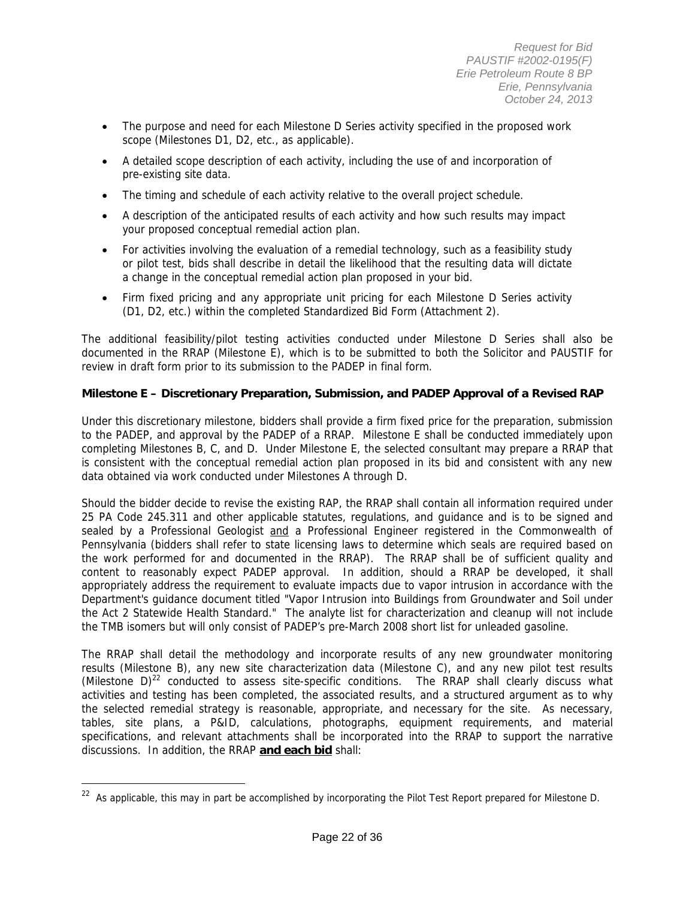- The purpose and need for each Milestone D Series activity specified in the proposed work scope (Milestones D1, D2, etc., as applicable).
- A detailed scope description of each activity, including the use of and incorporation of pre-existing site data.
- The timing and schedule of each activity relative to the overall project schedule.
- A description of the anticipated results of each activity and how such results may impact your proposed conceptual remedial action plan.
- For activities involving the evaluation of a remedial technology, such as a feasibility study or pilot test, bids shall describe in detail the likelihood that the resulting data will dictate a change in the conceptual remedial action plan proposed in your bid.
- Firm fixed pricing and any appropriate unit pricing for each Milestone D Series activity (D1, D2, etc.) within the completed Standardized Bid Form (Attachment 2).

The additional feasibility/pilot testing activities conducted under Milestone D Series shall also be documented in the RRAP (Milestone E), which is to be submitted to both the Solicitor and PAUSTIF for review in draft form prior to its submission to the PADEP in final form.

**Milestone E – Discretionary Preparation, Submission, and PADEP Approval of a Revised RAP**

Under this discretionary milestone, bidders shall provide a firm fixed price for the preparation, submission to the PADEP, and approval by the PADEP of a RRAP. Milestone E shall be conducted immediately upon completing Milestones B, C, and D. Under Milestone E, the selected consultant may prepare a RRAP that is consistent with the conceptual remedial action plan proposed in its bid and consistent with any new data obtained via work conducted under Milestones A through D.

Should the bidder decide to revise the existing RAP, the RRAP shall contain all information required under 25 PA Code 245.311 and other applicable statutes, regulations, and guidance and is to be signed and sealed by a Professional Geologist and a Professional Engineer registered in the Commonwealth of Pennsylvania (bidders shall refer to state licensing laws to determine which seals are required based on the work performed for and documented in the RRAP). The RRAP shall be of sufficient quality and content to reasonably expect PADEP approval. In addition, should a RRAP be developed, it shall appropriately address the requirement to evaluate impacts due to vapor intrusion in accordance with the Department's guidance document titled "Vapor Intrusion into Buildings from Groundwater and Soil under the Act 2 Statewide Health Standard." The analyte list for characterization and cleanup will not include the TMB isomers but will only consist of PADEP's pre-March 2008 short list for unleaded gasoline.

The RRAP shall detail the methodology and incorporate results of any new groundwater monitoring results (Milestone B), any new site characterization data (Milestone C), and any new pilot test results (Milestone D)[22] conducted to assess site-specific conditions. The RRAP shall clearly discuss what activities and testing has been completed, the associated results, and a structured argument as to why the selected remedial strategy is reasonable, appropriate, and necessary for the site. As necessary, tables, site plans, a P&ID, calculations, photographs, equipment requirements, and material specifications, and relevant attachments shall be incorporated into the RRAP to support the narrative discussions. In addition, the RRAP **and each bid** shall:

[22] As applicable, this may in part be accomplished by incorporating the Pilot Test Report prepared for Milestone D.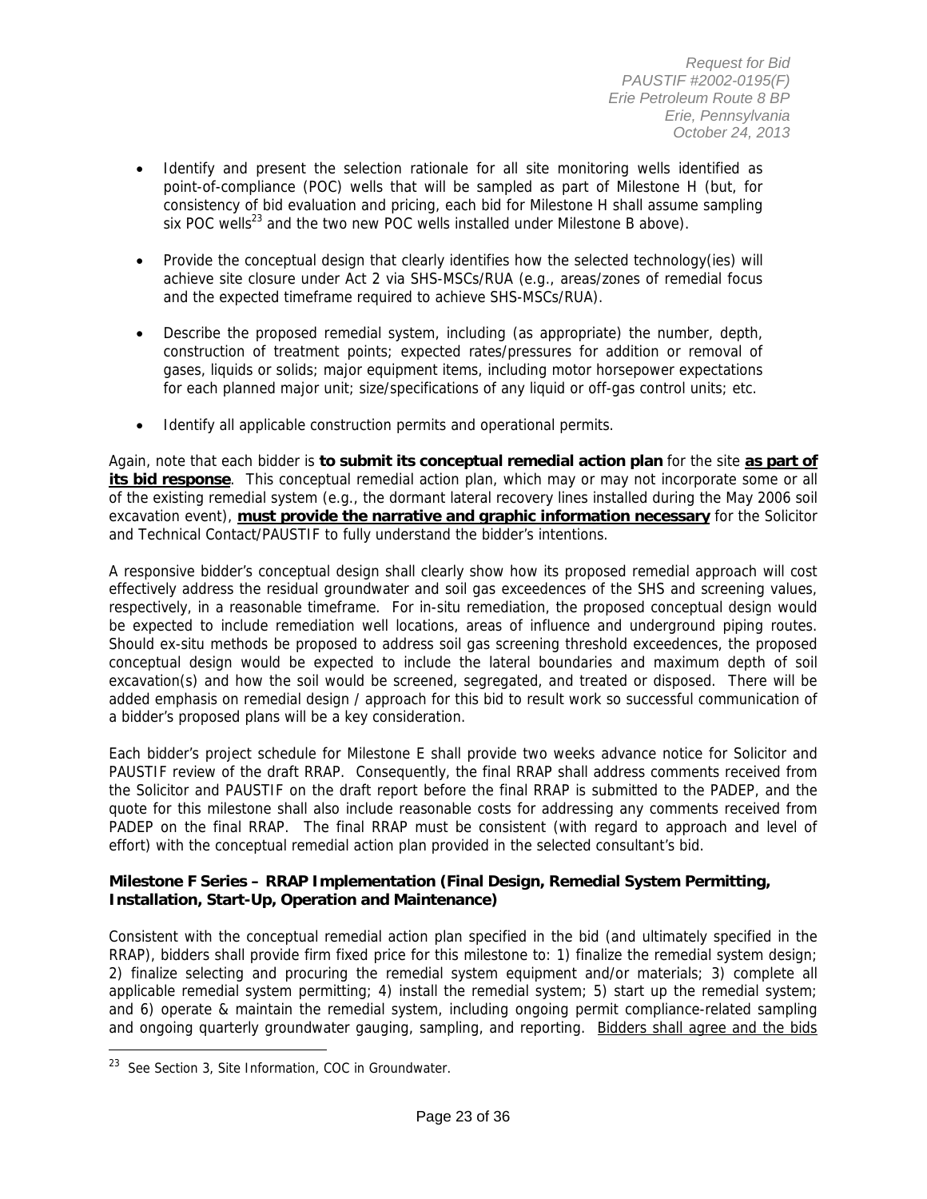- Identify and present the selection rationale for all site monitoring wells identified as point-of-compliance (POC) wells that will be sampled as part of Milestone H (but, for consistency of bid evaluation and pricing, each bid for Milestone H shall assume sampling six POC wells[23] and the two new POC wells installed under Milestone B above).

- Provide the conceptual design that clearly identifies how the selected technology(ies) will achieve site closure under Act 2 via SHS-MSCs/RUA (e.g., areas/zones of remedial focus and the expected timeframe required to achieve SHS-MSCs/RUA).

- Describe the proposed remedial system, including (as appropriate) the number, depth, construction of treatment points; expected rates/pressures for addition or removal of gases, liquids or solids; major equipment items, including motor horsepower expectations for each planned major unit; size/specifications of any liquid or off-gas control units; etc.

- Identify all applicable construction permits and operational permits.

Again, note that each bidder is **to submit its conceptual remedial action plan** for the site **<u>as part of its bid response</u>**. This conceptual remedial action plan, which may or may not incorporate some or all of the existing remedial system (e.g., the dormant lateral recovery lines installed during the May 2006 soil excavation event), **<u>must provide the narrative and graphic information necessary</u>** for the Solicitor and Technical Contact/PAUSTIF to fully understand the bidder's intentions.

A responsive bidder's conceptual design shall clearly show how its proposed remedial approach will cost effectively address the residual groundwater and soil gas exceedences of the SHS and screening values, respectively, in a reasonable timeframe. For in-situ remediation, the proposed conceptual design would be expected to include remediation well locations, areas of influence and underground piping routes. Should ex-situ methods be proposed to address soil gas screening threshold exceedences, the proposed conceptual design would be expected to include the lateral boundaries and maximum depth of soil excavation(s) and how the soil would be screened, segregated, and treated or disposed. There will be added emphasis on remedial design / approach for this bid to result work so successful communication of a bidder's proposed plans will be a key consideration.

Each bidder's project schedule for Milestone E shall provide two weeks advance notice for Solicitor and PAUSTIF review of the draft RRAP. Consequently, the final RRAP shall address comments received from the Solicitor and PAUSTIF on the draft report before the final RRAP is submitted to the PADEP, and the quote for this milestone shall also include reasonable costs for addressing any comments received from PADEP on the final RRAP. The final RRAP must be consistent (with regard to approach and level of effort) with the conceptual remedial action plan provided in the selected consultant's bid.

**Milestone F Series – RRAP Implementation (Final Design, Remedial System Permitting, Installation, Start-Up, Operation and Maintenance)**

Consistent with the conceptual remedial action plan specified in the bid (and ultimately specified in the RRAP), bidders shall provide firm fixed price for this milestone to: 1) finalize the remedial system design; 2) finalize selecting and procuring the remedial system equipment and/or materials; 3) complete all applicable remedial system permitting; 4) install the remedial system; 5) start up the remedial system; and 6) operate & maintain the remedial system, including ongoing permit compliance-related sampling and ongoing quarterly groundwater gauging, sampling, and reporting. <u>Bidders shall agree and the bids</u>

[23] See Section 3, Site Information, COC in Groundwater.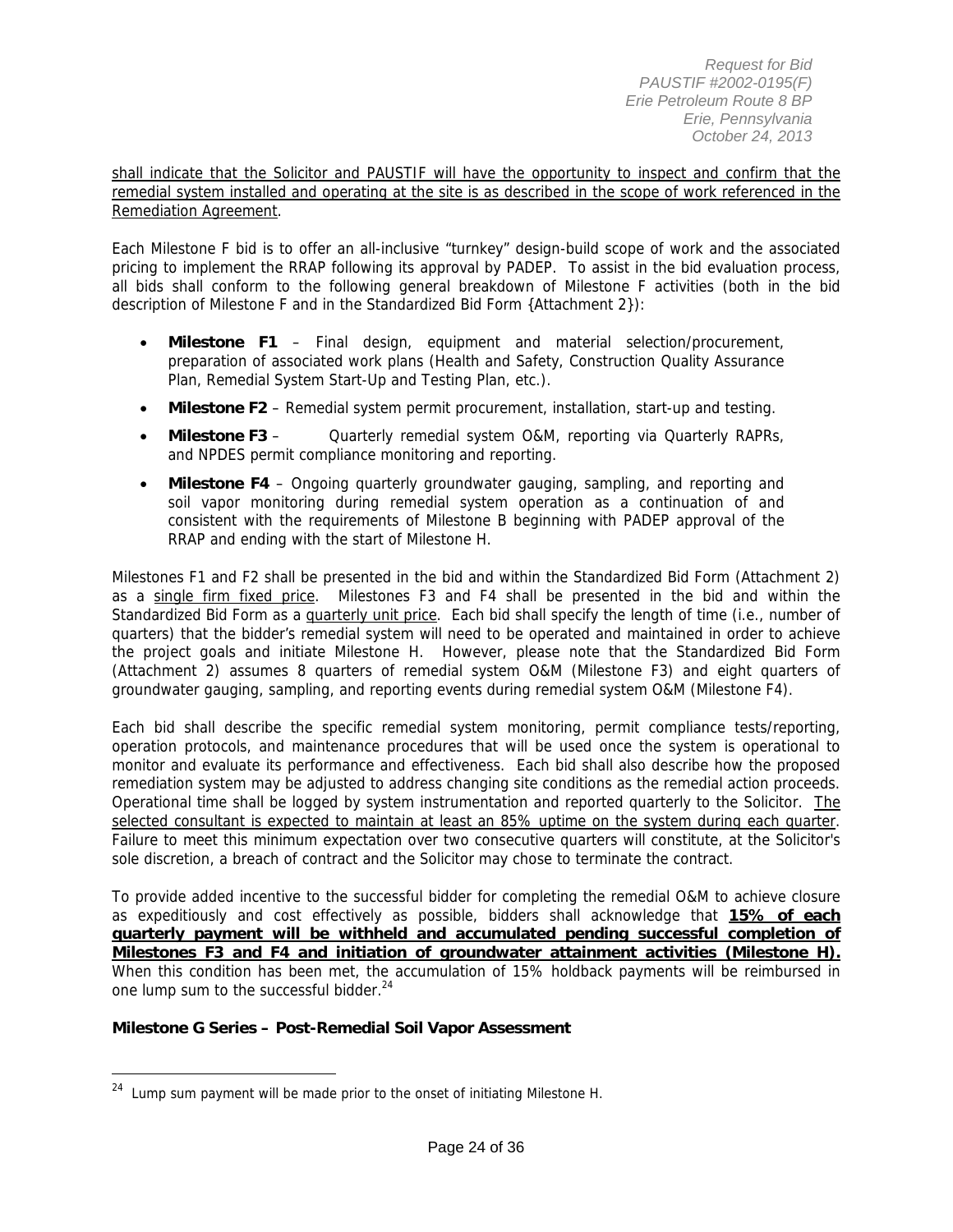shall indicate that the Solicitor and PAUSTIF will have the opportunity to inspect and confirm that the remedial system installed and operating at the site is as described in the scope of work referenced in the Remediation Agreement.

Each Milestone F bid is to offer an all-inclusive "turnkey" design-build scope of work and the associated pricing to implement the RRAP following its approval by PADEP. To assist in the bid evaluation process, all bids shall conform to the following general breakdown of Milestone F activities (both in the bid description of Milestone F and in the Standardized Bid Form {Attachment 2}):

- **Milestone F1** – Final design, equipment and material selection/procurement, preparation of associated work plans (Health and Safety, Construction Quality Assurance Plan, Remedial System Start-Up and Testing Plan, etc.).
- **Milestone F2** – Remedial system permit procurement, installation, start-up and testing.
- **Milestone F3** – Quarterly remedial system O&M, reporting via Quarterly RAPRs, and NPDES permit compliance monitoring and reporting.
- **Milestone F4** – Ongoing quarterly groundwater gauging, sampling, and reporting and soil vapor monitoring during remedial system operation as a continuation of and consistent with the requirements of Milestone B beginning with PADEP approval of the RRAP and ending with the start of Milestone H.

Milestones F1 and F2 shall be presented in the bid and within the Standardized Bid Form (Attachment 2) as a single firm fixed price. Milestones F3 and F4 shall be presented in the bid and within the Standardized Bid Form as a quarterly unit price. Each bid shall specify the length of time (i.e., number of quarters) that the bidder's remedial system will need to be operated and maintained in order to achieve the project goals and initiate Milestone H. However, please note that the Standardized Bid Form (Attachment 2) assumes 8 quarters of remedial system O&M (Milestone F3) and eight quarters of groundwater gauging, sampling, and reporting events during remedial system O&M (Milestone F4).

Each bid shall describe the specific remedial system monitoring, permit compliance tests/reporting, operation protocols, and maintenance procedures that will be used once the system is operational to monitor and evaluate its performance and effectiveness. Each bid shall also describe how the proposed remediation system may be adjusted to address changing site conditions as the remedial action proceeds. Operational time shall be logged by system instrumentation and reported quarterly to the Solicitor. The selected consultant is expected to maintain at least an 85% uptime on the system during each quarter. Failure to meet this minimum expectation over two consecutive quarters will constitute, at the Solicitor's sole discretion, a breach of contract and the Solicitor may chose to terminate the contract.

To provide added incentive to the successful bidder for completing the remedial O&M to achieve closure as expeditiously and cost effectively as possible, bidders shall acknowledge that **15% of each quarterly payment will be withheld and accumulated pending successful completion of Milestones F3 and F4 and initiation of groundwater attainment activities (Milestone H).** When this condition has been met, the accumulation of 15% holdback payments will be reimbursed in one lump sum to the successful bidder.[24]

**Milestone G Series – Post-Remedial Soil Vapor Assessment**

[24] Lump sum payment will be made prior to the onset of initiating Milestone H.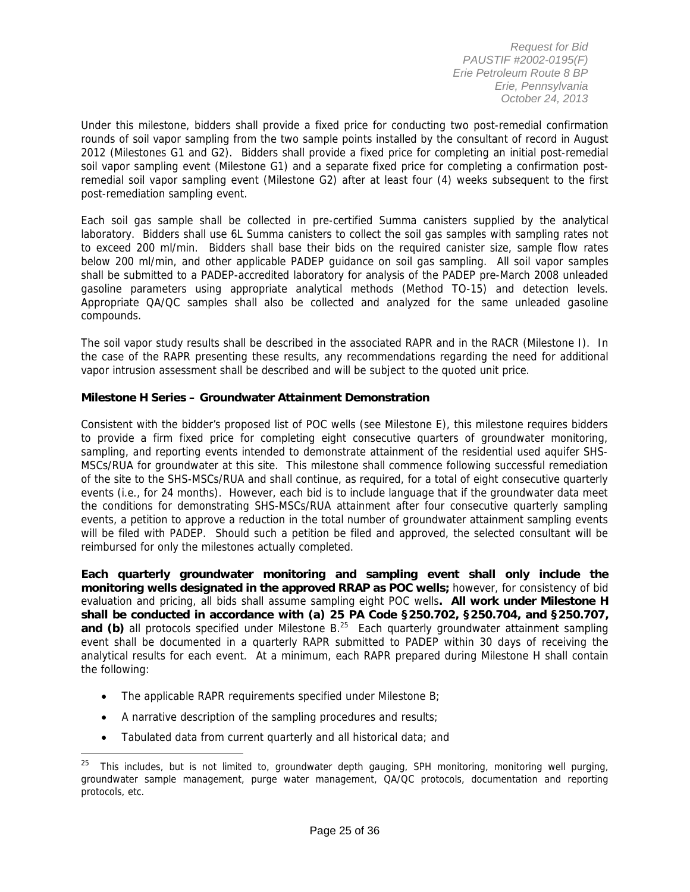Under this milestone, bidders shall provide a fixed price for conducting two post-remedial confirmation rounds of soil vapor sampling from the two sample points installed by the consultant of record in August 2012 (Milestones G1 and G2). Bidders shall provide a fixed price for completing an initial post-remedial soil vapor sampling event (Milestone G1) and a separate fixed price for completing a confirmation post-remedial soil vapor sampling event (Milestone G2) after at least four (4) weeks subsequent to the first post-remediation sampling event.

Each soil gas sample shall be collected in pre-certified Summa canisters supplied by the analytical laboratory. Bidders shall use 6L Summa canisters to collect the soil gas samples with sampling rates not to exceed 200 ml/min. Bidders shall base their bids on the required canister size, sample flow rates below 200 ml/min, and other applicable PADEP guidance on soil gas sampling. All soil vapor samples shall be submitted to a PADEP-accredited laboratory for analysis of the PADEP pre-March 2008 unleaded gasoline parameters using appropriate analytical methods (Method TO-15) and detection levels. Appropriate QA/QC samples shall also be collected and analyzed for the same unleaded gasoline compounds.

The soil vapor study results shall be described in the associated RAPR and in the RACR (Milestone I). In the case of the RAPR presenting these results, any recommendations regarding the need for additional vapor intrusion assessment shall be described and will be subject to the quoted unit price.

**Milestone H Series – Groundwater Attainment Demonstration**

Consistent with the bidder's proposed list of POC wells (see Milestone E), this milestone requires bidders to provide a firm fixed price for completing eight consecutive quarters of groundwater monitoring, sampling, and reporting events intended to demonstrate attainment of the residential used aquifer SHS-MSCs/RUA for groundwater at this site. This milestone shall commence following successful remediation of the site to the SHS-MSCs/RUA and shall continue, as required, for a total of eight consecutive quarterly events (i.e., for 24 months). However, each bid is to include language that if the groundwater data meet the conditions for demonstrating SHS-MSCs/RUA attainment after four consecutive quarterly sampling events, a petition to approve a reduction in the total number of groundwater attainment sampling events will be filed with PADEP. Should such a petition be filed and approved, the selected consultant will be reimbursed for only the milestones actually completed.

**Each quarterly groundwater monitoring and sampling event shall only include the monitoring wells designated in the approved RRAP as POC wells;** however, for consistency of bid evaluation and pricing, all bids shall assume sampling eight POC wells**. All work under Milestone H shall be conducted in accordance with (a) 25 PA Code §250.702, §250.704, and §250.707, and (b)** all protocols specified under Milestone B.[25] Each quarterly groundwater attainment sampling event shall be documented in a quarterly RAPR submitted to PADEP within 30 days of receiving the analytical results for each event. At a minimum, each RAPR prepared during Milestone H shall contain the following:

- The applicable RAPR requirements specified under Milestone B;
- A narrative description of the sampling procedures and results;
- Tabulated data from current quarterly and all historical data; and

[25] This includes, but is not limited to, groundwater depth gauging, SPH monitoring, monitoring well purging, groundwater sample management, purge water management, QA/QC protocols, documentation and reporting protocols, etc.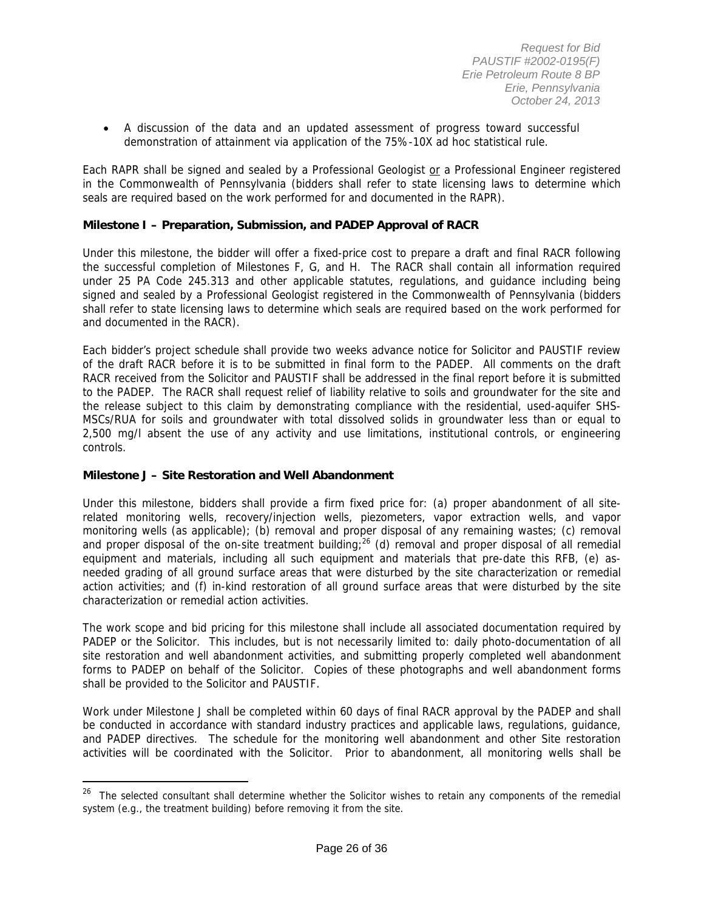- A discussion of the data and an updated assessment of progress toward successful demonstration of attainment via application of the 75%-10X ad hoc statistical rule.

Each RAPR shall be signed and sealed by a Professional Geologist or a Professional Engineer registered in the Commonwealth of Pennsylvania (bidders shall refer to state licensing laws to determine which seals are required based on the work performed for and documented in the RAPR).

**Milestone I – Preparation, Submission, and PADEP Approval of RACR**

Under this milestone, the bidder will offer a fixed-price cost to prepare a draft and final RACR following the successful completion of Milestones F, G, and H. The RACR shall contain all information required under 25 PA Code 245.313 and other applicable statutes, regulations, and guidance including being signed and sealed by a Professional Geologist registered in the Commonwealth of Pennsylvania (bidders shall refer to state licensing laws to determine which seals are required based on the work performed for and documented in the RACR).

Each bidder's project schedule shall provide two weeks advance notice for Solicitor and PAUSTIF review of the draft RACR before it is to be submitted in final form to the PADEP. All comments on the draft RACR received from the Solicitor and PAUSTIF shall be addressed in the final report before it is submitted to the PADEP. The RACR shall request relief of liability relative to soils and groundwater for the site and the release subject to this claim by demonstrating compliance with the residential, used-aquifer SHS-MSCs/RUA for soils and groundwater with total dissolved solids in groundwater less than or equal to 2,500 mg/l absent the use of any activity and use limitations, institutional controls, or engineering controls.

**Milestone J – Site Restoration and Well Abandonment**

Under this milestone, bidders shall provide a firm fixed price for: (a) proper abandonment of all site-related monitoring wells, recovery/injection wells, piezometers, vapor extraction wells, and vapor monitoring wells (as applicable); (b) removal and proper disposal of any remaining wastes; (c) removal and proper disposal of the on-site treatment building;[26] (d) removal and proper disposal of all remedial equipment and materials, including all such equipment and materials that pre-date this RFB, (e) as-needed grading of all ground surface areas that were disturbed by the site characterization or remedial action activities; and (f) in-kind restoration of all ground surface areas that were disturbed by the site characterization or remedial action activities.

The work scope and bid pricing for this milestone shall include all associated documentation required by PADEP or the Solicitor. This includes, but is not necessarily limited to: daily photo-documentation of all site restoration and well abandonment activities, and submitting properly completed well abandonment forms to PADEP on behalf of the Solicitor. Copies of these photographs and well abandonment forms shall be provided to the Solicitor and PAUSTIF.

Work under Milestone J shall be completed within 60 days of final RACR approval by the PADEP and shall be conducted in accordance with standard industry practices and applicable laws, regulations, guidance, and PADEP directives. The schedule for the monitoring well abandonment and other Site restoration activities will be coordinated with the Solicitor. Prior to abandonment, all monitoring wells shall be

[26] The selected consultant shall determine whether the Solicitor wishes to retain any components of the remedial system (e.g., the treatment building) before removing it from the site.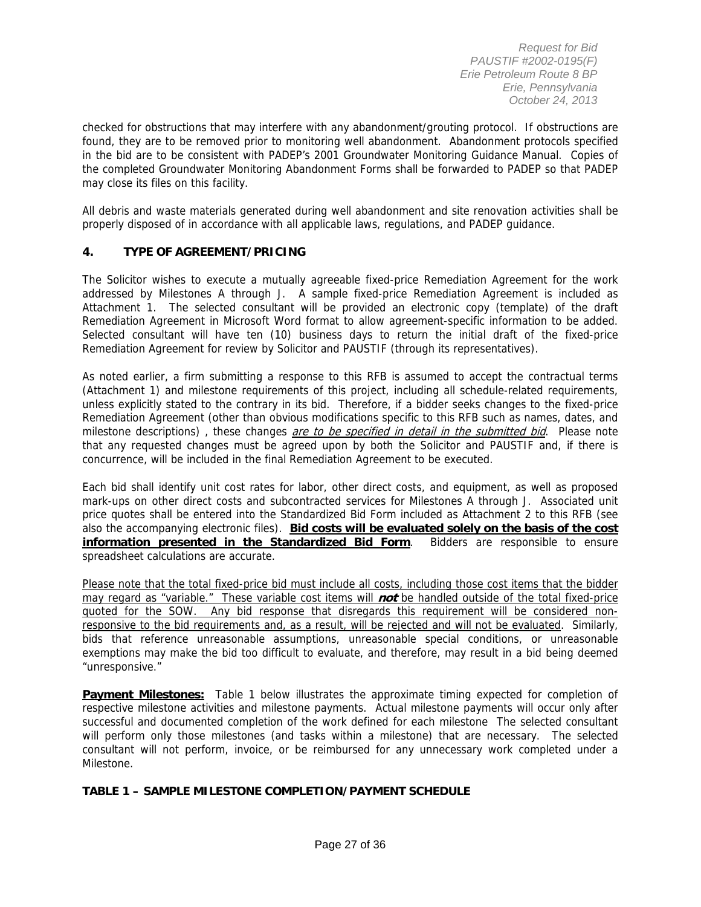checked for obstructions that may interfere with any abandonment/grouting protocol. If obstructions are found, they are to be removed prior to monitoring well abandonment. Abandonment protocols specified in the bid are to be consistent with PADEP's 2001 Groundwater Monitoring Guidance Manual. Copies of the completed Groundwater Monitoring Abandonment Forms shall be forwarded to PADEP so that PADEP may close its files on this facility.

All debris and waste materials generated during well abandonment and site renovation activities shall be properly disposed of in accordance with all applicable laws, regulations, and PADEP guidance.

## 4. TYPE OF AGREEMENT/PRICING

The Solicitor wishes to execute a mutually agreeable fixed-price Remediation Agreement for the work addressed by Milestones A through J. A sample fixed-price Remediation Agreement is included as Attachment 1. The selected consultant will be provided an electronic copy (template) of the draft Remediation Agreement in Microsoft Word format to allow agreement-specific information to be added. Selected consultant will have ten (10) business days to return the initial draft of the fixed-price Remediation Agreement for review by Solicitor and PAUSTIF (through its representatives).

As noted earlier, a firm submitting a response to this RFB is assumed to accept the contractual terms (Attachment 1) and milestone requirements of this project, including all schedule-related requirements, unless explicitly stated to the contrary in its bid. Therefore, if a bidder seeks changes to the fixed-price Remediation Agreement (other than obvious modifications specific to this RFB such as names, dates, and milestone descriptions) , these changes *are to be specified in detail in the submitted bid*. Please note that any requested changes must be agreed upon by both the Solicitor and PAUSTIF and, if there is concurrence, will be included in the final Remediation Agreement to be executed.

Each bid shall identify unit cost rates for labor, other direct costs, and equipment, as well as proposed mark-ups on other direct costs and subcontracted services for Milestones A through J. Associated unit price quotes shall be entered into the Standardized Bid Form included as Attachment 2 to this RFB (see also the accompanying electronic files). **Bid costs will be evaluated solely on the basis of the cost information presented in the Standardized Bid Form**. Bidders are responsible to ensure spreadsheet calculations are accurate.

Please note that the total fixed-price bid must include all costs, including those cost items that the bidder may regard as "variable." These variable cost items will ***not*** be handled outside of the total fixed-price quoted for the SOW. Any bid response that disregards this requirement will be considered non-responsive to the bid requirements and, as a result, will be rejected and will not be evaluated. Similarly, bids that reference unreasonable assumptions, unreasonable special conditions, or unreasonable exemptions may make the bid too difficult to evaluate, and therefore, may result in a bid being deemed "unresponsive."

**Payment Milestones:** Table 1 below illustrates the approximate timing expected for completion of respective milestone activities and milestone payments. Actual milestone payments will occur only after successful and documented completion of the work defined for each milestone The selected consultant will perform only those milestones (and tasks within a milestone) that are necessary. The selected consultant will not perform, invoice, or be reimbursed for any unnecessary work completed under a Milestone.

**TABLE 1 – SAMPLE MILESTONE COMPLETION/PAYMENT SCHEDULE**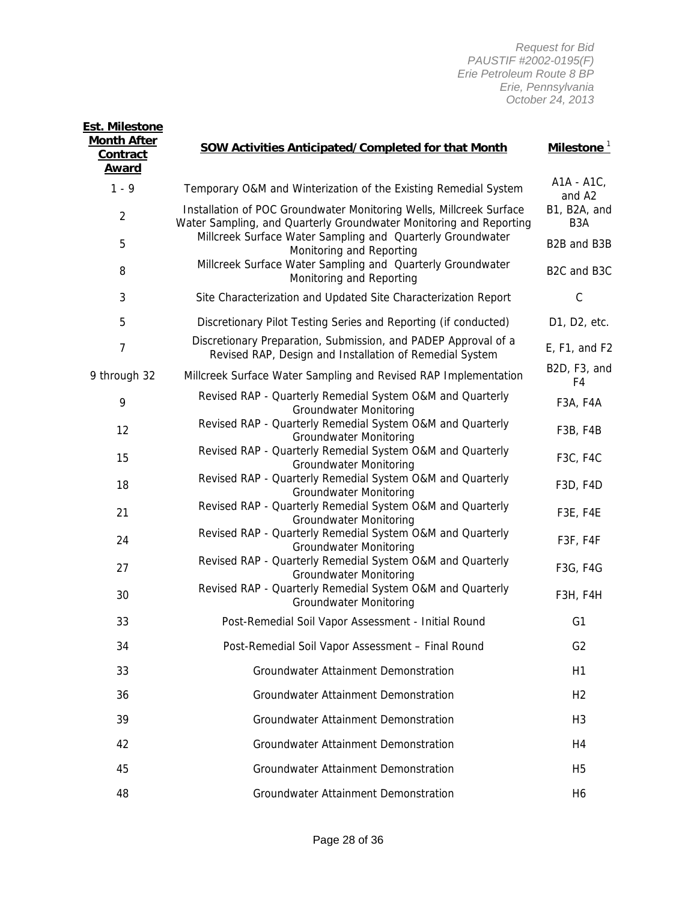| Est. Milestone Month After Contract Award | SOW Activities Anticipated/Completed for that Month | Milestone [1] |
|---|---|---|
| 1 - 9 | Temporary O&M and Winterization of the Existing Remedial System | A1A - A1C, and A2 |
| 2 | Installation of POC Groundwater Monitoring Wells, Millcreek Surface Water Sampling, and Quarterly Groundwater Monitoring and Reporting | B1, B2A, and B3A |
| 5 | Millcreek Surface Water Sampling and Quarterly Groundwater Monitoring and Reporting | B2B and B3B |
| 8 | Millcreek Surface Water Sampling and Quarterly Groundwater Monitoring and Reporting | B2C and B3C |
| 3 | Site Characterization and Updated Site Characterization Report | C |
| 5 | Discretionary Pilot Testing Series and Reporting (if conducted) | D1, D2, etc. |
| 7 | Discretionary Preparation, Submission, and PADEP Approval of a Revised RAP, Design and Installation of Remedial System | E, F1, and F2 |
| 9 through 32 | Millcreek Surface Water Sampling and Revised RAP Implementation | B2D, F3, and F4 |
| 9 | Revised RAP - Quarterly Remedial System O&M and Quarterly Groundwater Monitoring | F3A, F4A |
| 12 | Revised RAP - Quarterly Remedial System O&M and Quarterly Groundwater Monitoring | F3B, F4B |
| 15 | Revised RAP - Quarterly Remedial System O&M and Quarterly Groundwater Monitoring | F3C, F4C |
| 18 | Revised RAP - Quarterly Remedial System O&M and Quarterly Groundwater Monitoring | F3D, F4D |
| 21 | Revised RAP - Quarterly Remedial System O&M and Quarterly Groundwater Monitoring | F3E, F4E |
| 24 | Revised RAP - Quarterly Remedial System O&M and Quarterly Groundwater Monitoring | F3F, F4F |
| 27 | Revised RAP - Quarterly Remedial System O&M and Quarterly Groundwater Monitoring | F3G, F4G |
| 30 | Revised RAP - Quarterly Remedial System O&M and Quarterly Groundwater Monitoring | F3H, F4H |
| 33 | Post-Remedial Soil Vapor Assessment - Initial Round | G1 |
| 34 | Post-Remedial Soil Vapor Assessment – Final Round | G2 |
| 33 | Groundwater Attainment Demonstration | H1 |
| 36 | Groundwater Attainment Demonstration | H2 |
| 39 | Groundwater Attainment Demonstration | H3 |
| 42 | Groundwater Attainment Demonstration | H4 |
| 45 | Groundwater Attainment Demonstration | H5 |
| 48 | Groundwater Attainment Demonstration | H6 |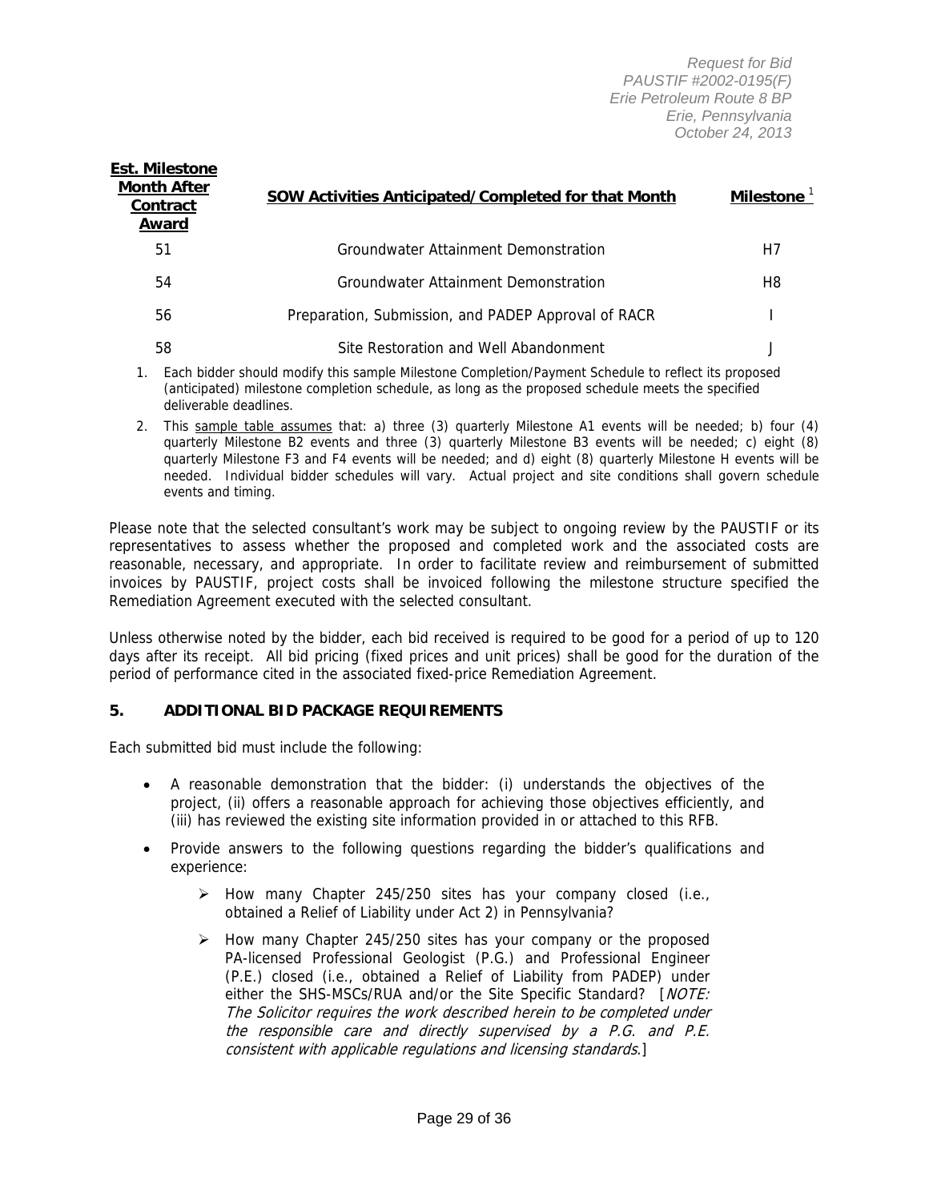| Est. Milestone Month After Contract Award | SOW Activities Anticipated/Completed for that Month | Milestone [1] |
|---|---|---|
| 51 | Groundwater Attainment Demonstration | H7 |
| 54 | Groundwater Attainment Demonstration | H8 |
| 56 | Preparation, Submission, and PADEP Approval of RACR | I |
| 58 | Site Restoration and Well Abandonment | J |

1. Each bidder should modify this sample Milestone Completion/Payment Schedule to reflect its proposed (anticipated) milestone completion schedule, as long as the proposed schedule meets the specified deliverable deadlines.
2. This sample table assumes that: a) three (3) quarterly Milestone A1 events will be needed; b) four (4) quarterly Milestone B2 events and three (3) quarterly Milestone B3 events will be needed; c) eight (8) quarterly Milestone F3 and F4 events will be needed; and d) eight (8) quarterly Milestone H events will be needed. Individual bidder schedules will vary. Actual project and site conditions shall govern schedule events and timing.

Please note that the selected consultant's work may be subject to ongoing review by the PAUSTIF or its representatives to assess whether the proposed and completed work and the associated costs are reasonable, necessary, and appropriate. In order to facilitate review and reimbursement of submitted invoices by PAUSTIF, project costs shall be invoiced following the milestone structure specified the Remediation Agreement executed with the selected consultant.

Unless otherwise noted by the bidder, each bid received is required to be good for a period of up to 120 days after its receipt. All bid pricing (fixed prices and unit prices) shall be good for the duration of the period of performance cited in the associated fixed-price Remediation Agreement.

## 5. ADDITIONAL BID PACKAGE REQUIREMENTS

Each submitted bid must include the following:

- A reasonable demonstration that the bidder: (i) understands the objectives of the project, (ii) offers a reasonable approach for achieving those objectives efficiently, and (iii) has reviewed the existing site information provided in or attached to this RFB.
- Provide answers to the following questions regarding the bidder's qualifications and experience:
  - How many Chapter 245/250 sites has your company closed (i.e., obtained a Relief of Liability under Act 2) in Pennsylvania?
  - How many Chapter 245/250 sites has your company or the proposed PA-licensed Professional Geologist (P.G.) and Professional Engineer (P.E.) closed (i.e., obtained a Relief of Liability from PADEP) under either the SHS-MSCs/RUA and/or the Site Specific Standard? [*NOTE: The Solicitor requires the work described herein to be completed under the responsible care and directly supervised by a P.G. and P.E. consistent with applicable regulations and licensing standards.*]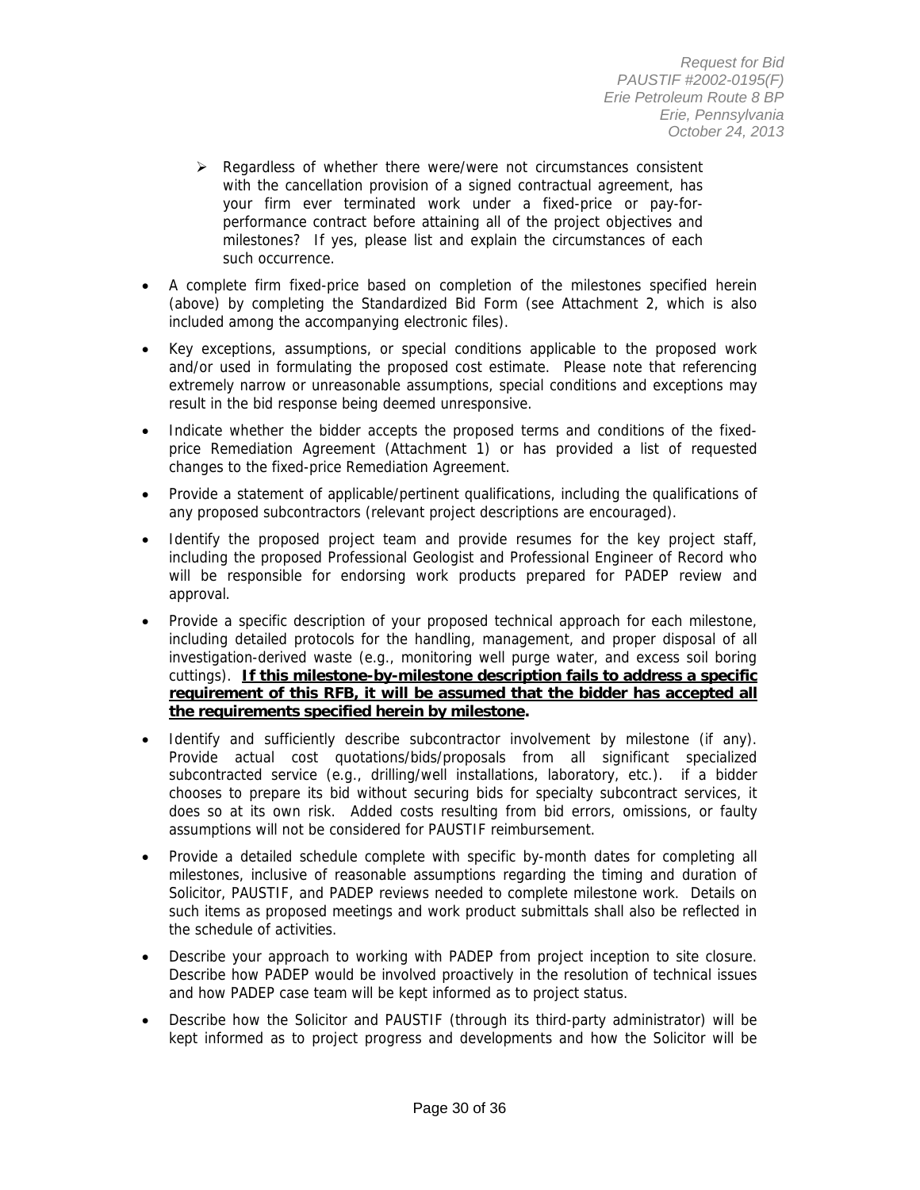- Regardless of whether there were/were not circumstances consistent with the cancellation provision of a signed contractual agreement, has your firm ever terminated work under a fixed-price or pay-for-performance contract before attaining all of the project objectives and milestones? If yes, please list and explain the circumstances of each such occurrence.

- A complete firm fixed-price based on completion of the milestones specified herein (above) by completing the Standardized Bid Form (see Attachment 2, which is also included among the accompanying electronic files).
- Key exceptions, assumptions, or special conditions applicable to the proposed work and/or used in formulating the proposed cost estimate. Please note that referencing extremely narrow or unreasonable assumptions, special conditions and exceptions may result in the bid response being deemed unresponsive.
- Indicate whether the bidder accepts the proposed terms and conditions of the fixed-price Remediation Agreement (Attachment 1) or has provided a list of requested changes to the fixed-price Remediation Agreement.
- Provide a statement of applicable/pertinent qualifications, including the qualifications of any proposed subcontractors (relevant project descriptions are encouraged).
- Identify the proposed project team and provide resumes for the key project staff, including the proposed Professional Geologist and Professional Engineer of Record who will be responsible for endorsing work products prepared for PADEP review and approval.
- Provide a specific description of your proposed technical approach for each milestone, including detailed protocols for the handling, management, and proper disposal of all investigation-derived waste (e.g., monitoring well purge water, and excess soil boring cuttings). **<u>If this milestone-by-milestone description fails to address a specific requirement of this RFB, it will be assumed that the bidder has accepted all the requirements specified herein by milestone</u>.**
- Identify and sufficiently describe subcontractor involvement by milestone (if any). Provide actual cost quotations/bids/proposals from all significant specialized subcontracted service (e.g., drilling/well installations, laboratory, etc.). if a bidder chooses to prepare its bid without securing bids for specialty subcontract services, it does so at its own risk. Added costs resulting from bid errors, omissions, or faulty assumptions will not be considered for PAUSTIF reimbursement.
- Provide a detailed schedule complete with specific by-month dates for completing all milestones, inclusive of reasonable assumptions regarding the timing and duration of Solicitor, PAUSTIF, and PADEP reviews needed to complete milestone work. Details on such items as proposed meetings and work product submittals shall also be reflected in the schedule of activities.
- Describe your approach to working with PADEP from project inception to site closure. Describe how PADEP would be involved proactively in the resolution of technical issues and how PADEP case team will be kept informed as to project status.
- Describe how the Solicitor and PAUSTIF (through its third-party administrator) will be kept informed as to project progress and developments and how the Solicitor will be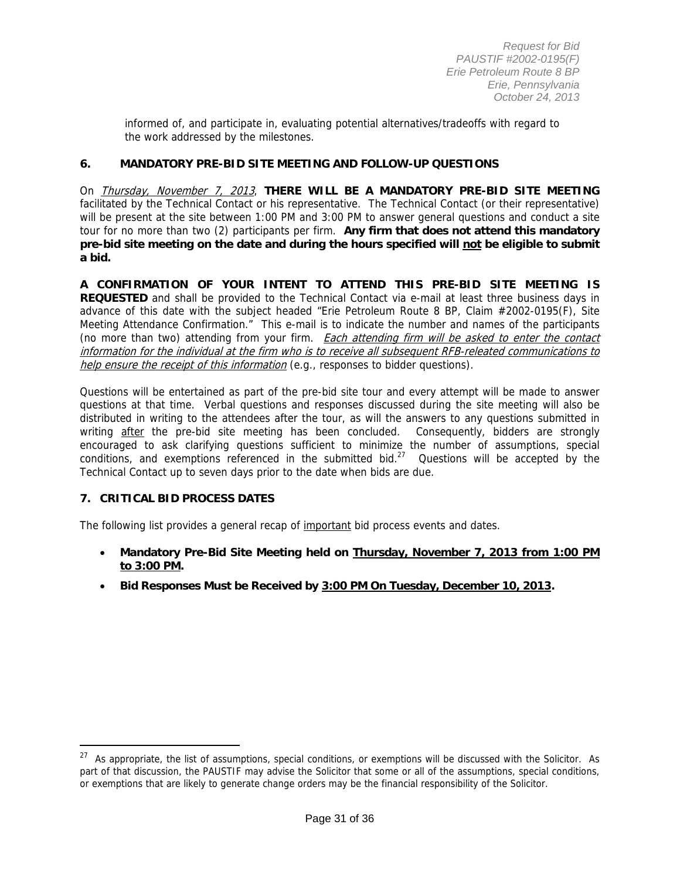informed of, and participate in, evaluating potential alternatives/tradeoffs with regard to the work addressed by the milestones.

## 6. MANDATORY PRE-BID SITE MEETING AND FOLLOW-UP QUESTIONS

On *Thursday, November 7, 2013*, **THERE WILL BE A MANDATORY PRE-BID SITE MEETING** facilitated by the Technical Contact or his representative. The Technical Contact (or their representative) will be present at the site between 1:00 PM and 3:00 PM to answer general questions and conduct a site tour for no more than two (2) participants per firm. **Any firm that does not attend this mandatory pre-bid site meeting on the date and during the hours specified will not be eligible to submit a bid.**

**A CONFIRMATION OF YOUR INTENT TO ATTEND THIS PRE-BID SITE MEETING IS REQUESTED** and shall be provided to the Technical Contact via e-mail at least three business days in advance of this date with the subject headed "Erie Petroleum Route 8 BP, Claim #2002-0195(F), Site Meeting Attendance Confirmation." This e-mail is to indicate the number and names of the participants (no more than two) attending from your firm. *Each attending firm will be asked to enter the contact information for the individual at the firm who is to receive all subsequent RFB-releated communications to help ensure the receipt of this information* (e.g., responses to bidder questions).

Questions will be entertained as part of the pre-bid site tour and every attempt will be made to answer questions at that time. Verbal questions and responses discussed during the site meeting will also be distributed in writing to the attendees after the tour, as will the answers to any questions submitted in writing after the pre-bid site meeting has been concluded. Consequently, bidders are strongly encouraged to ask clarifying questions sufficient to minimize the number of assumptions, special conditions, and exemptions referenced in the submitted bid.[27] Questions will be accepted by the Technical Contact up to seven days prior to the date when bids are due.

## 7. CRITICAL BID PROCESS DATES

The following list provides a general recap of important bid process events and dates.

- **Mandatory Pre-Bid Site Meeting held on Thursday, November 7, 2013 from 1:00 PM to 3:00 PM.**
- **Bid Responses Must be Received by 3:00 PM On Tuesday, December 10, 2013.**

---

[27] As appropriate, the list of assumptions, special conditions, or exemptions will be discussed with the Solicitor. As part of that discussion, the PAUSTIF may advise the Solicitor that some or all of the assumptions, special conditions, or exemptions that are likely to generate change orders may be the financial responsibility of the Solicitor.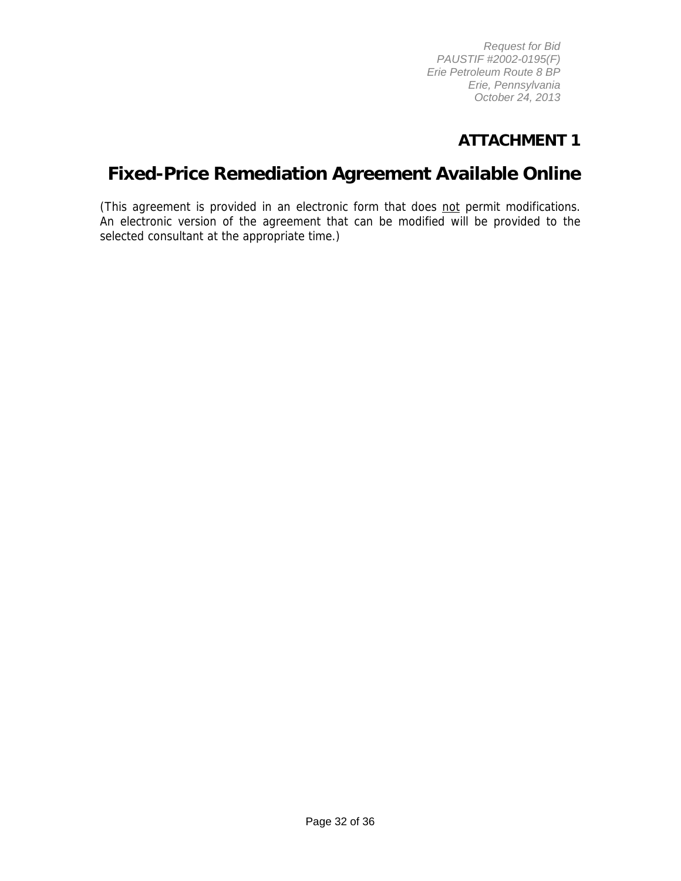# ATTACHMENT 1

# Fixed-Price Remediation Agreement Available Online

(This agreement is provided in an electronic form that does not permit modifications. An electronic version of the agreement that can be modified will be provided to the selected consultant at the appropriate time.)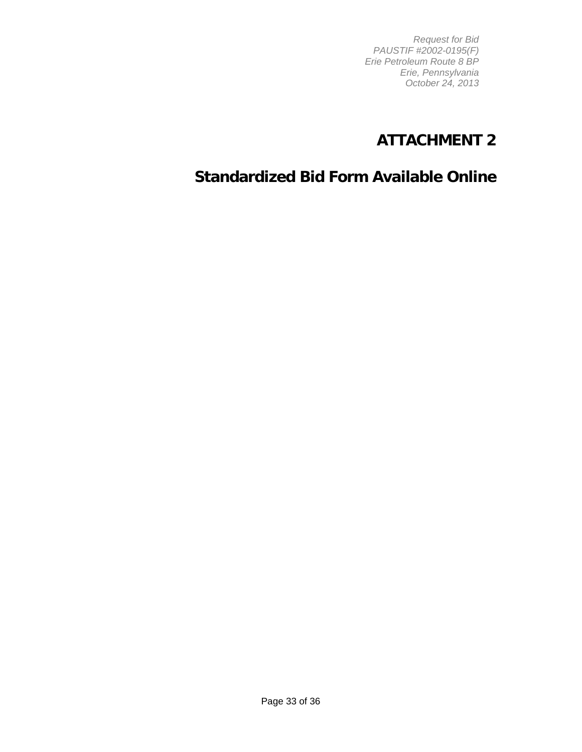# ATTACHMENT 2

# Standardized Bid Form Available Online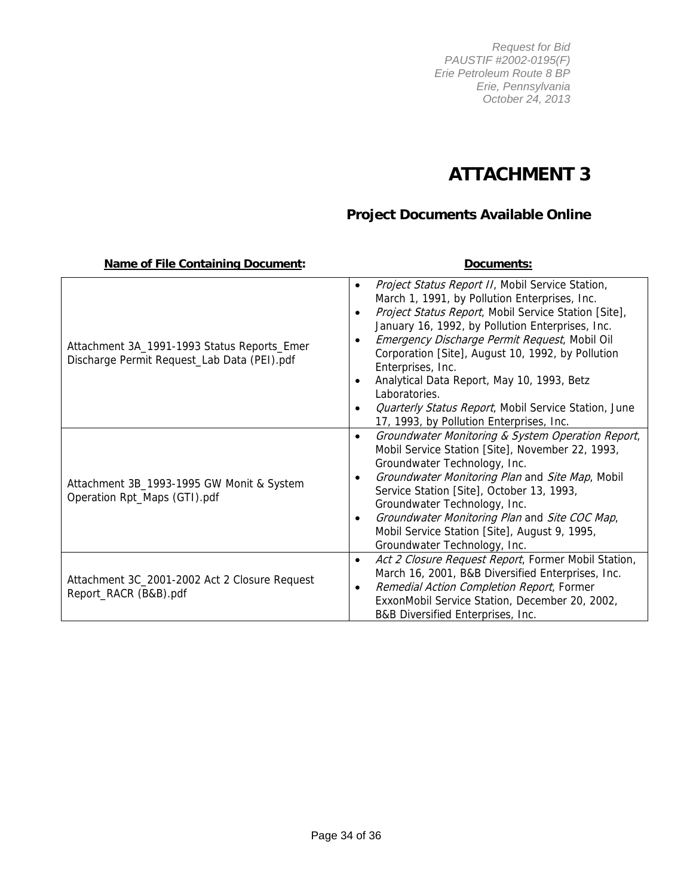# ATTACHMENT 3

## Project Documents Available Online

| **Name of File Containing Document:** | **Documents:** |
|---|---|
| Attachment 3A_1991-1993 Status Reports_Emer Discharge Permit Request_Lab Data (PEI).pdf | • *Project Status Report II*, Mobil Service Station, March 1, 1991, by Pollution Enterprises, Inc.<br>• *Project Status Report*, Mobil Service Station [Site], January 16, 1992, by Pollution Enterprises, Inc.<br>• *Emergency Discharge Permit Request*, Mobil Oil Corporation [Site], August 10, 1992, by Pollution Enterprises, Inc.<br>• Analytical Data Report, May 10, 1993, Betz Laboratories.<br>• *Quarterly Status Report*, Mobil Service Station, June 17, 1993, by Pollution Enterprises, Inc. |
| Attachment 3B_1993-1995 GW Monit & System Operation Rpt_Maps (GTI).pdf | • *Groundwater Monitoring & System Operation Report*, Mobil Service Station [Site], November 22, 1993, Groundwater Technology, Inc.<br>• *Groundwater Monitoring Plan* and *Site Map*, Mobil Service Station [Site], October 13, 1993, Groundwater Technology, Inc.<br>• *Groundwater Monitoring Plan* and *Site COC Map*, Mobil Service Station [Site], August 9, 1995, Groundwater Technology, Inc. |
| Attachment 3C_2001-2002 Act 2 Closure Request Report_RACR (B&B).pdf | • *Act 2 Closure Request Report*, Former Mobil Station, March 16, 2001, B&B Diversified Enterprises, Inc.<br>• *Remedial Action Completion Report*, Former ExxonMobil Service Station, December 20, 2002, B&B Diversified Enterprises, Inc. |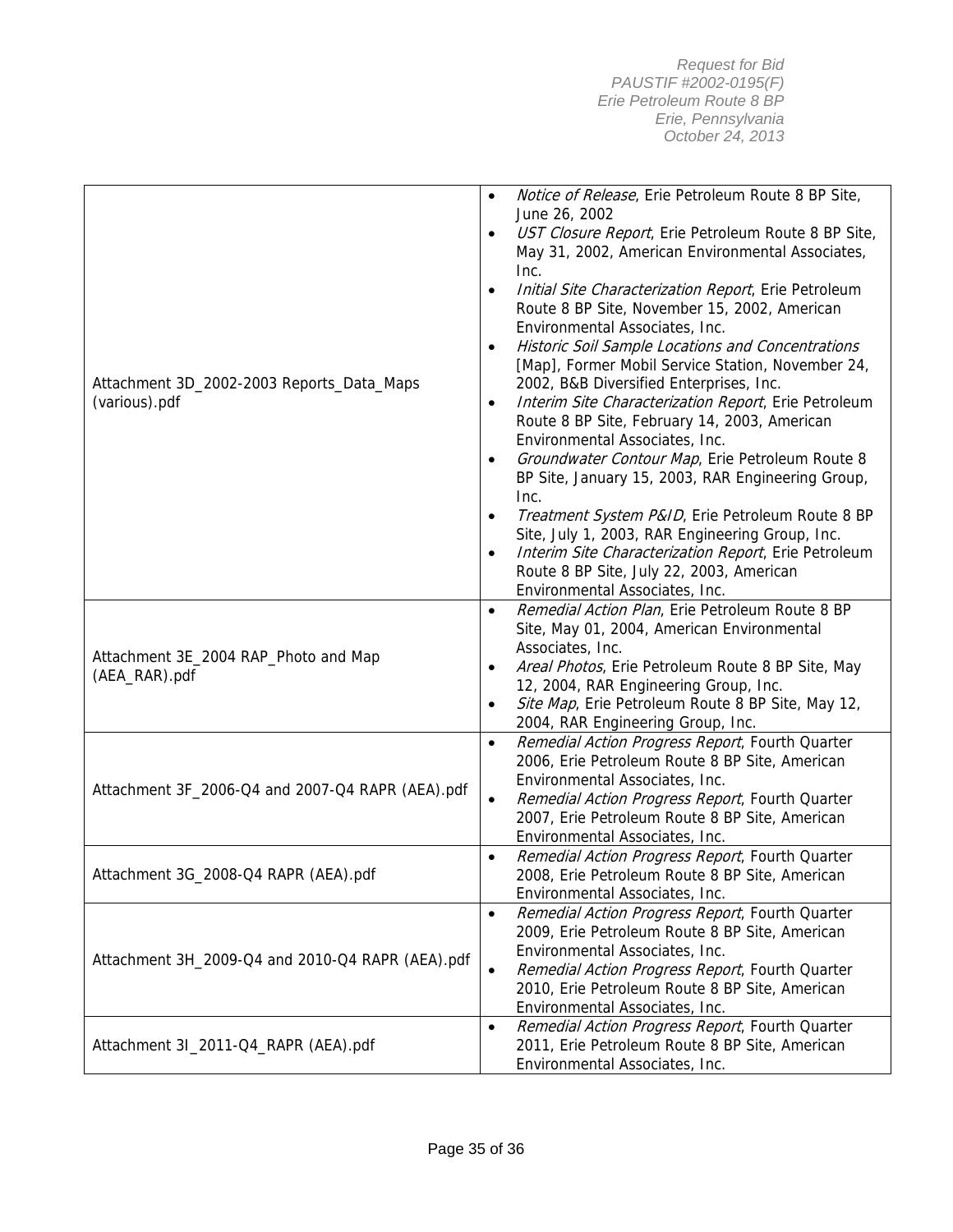| | |
|---|---|
| Attachment 3D_2002-2003 Reports_Data_Maps (various).pdf | • *Notice of Release*, Erie Petroleum Route 8 BP Site, June 26, 2002<br>• *UST Closure Report*, Erie Petroleum Route 8 BP Site, May 31, 2002, American Environmental Associates, Inc.<br>• *Initial Site Characterization Report*, Erie Petroleum Route 8 BP Site, November 15, 2002, American Environmental Associates, Inc.<br>• *Historic Soil Sample Locations and Concentrations* [Map], Former Mobil Service Station, November 24, 2002, B&B Diversified Enterprises, Inc.<br>• *Interim Site Characterization Report*, Erie Petroleum Route 8 BP Site, February 14, 2003, American Environmental Associates, Inc.<br>• *Groundwater Contour Map*, Erie Petroleum Route 8 BP Site, January 15, 2003, RAR Engineering Group, Inc.<br>• *Treatment System P&ID*, Erie Petroleum Route 8 BP Site, July 1, 2003, RAR Engineering Group, Inc.<br>• *Interim Site Characterization Report*, Erie Petroleum Route 8 BP Site, July 22, 2003, American Environmental Associates, Inc. |
| Attachment 3E_2004 RAP_Photo and Map (AEA_RAR).pdf | • *Remedial Action Plan*, Erie Petroleum Route 8 BP Site, May 01, 2004, American Environmental Associates, Inc.<br>• *Areal Photos*, Erie Petroleum Route 8 BP Site, May 12, 2004, RAR Engineering Group, Inc.<br>• *Site Map*, Erie Petroleum Route 8 BP Site, May 12, 2004, RAR Engineering Group, Inc. |
| Attachment 3F_2006-Q4 and 2007-Q4 RAPR (AEA).pdf | • *Remedial Action Progress Report*, Fourth Quarter 2006, Erie Petroleum Route 8 BP Site, American Environmental Associates, Inc.<br>• *Remedial Action Progress Report*, Fourth Quarter 2007, Erie Petroleum Route 8 BP Site, American Environmental Associates, Inc. |
| Attachment 3G_2008-Q4 RAPR (AEA).pdf | • *Remedial Action Progress Report*, Fourth Quarter 2008, Erie Petroleum Route 8 BP Site, American Environmental Associates, Inc. |
| Attachment 3H_2009-Q4 and 2010-Q4 RAPR (AEA).pdf | • *Remedial Action Progress Report*, Fourth Quarter 2009, Erie Petroleum Route 8 BP Site, American Environmental Associates, Inc.<br>• *Remedial Action Progress Report*, Fourth Quarter 2010, Erie Petroleum Route 8 BP Site, American Environmental Associates, Inc. |
| Attachment 3I_2011-Q4_RAPR (AEA).pdf | • *Remedial Action Progress Report*, Fourth Quarter 2011, Erie Petroleum Route 8 BP Site, American Environmental Associates, Inc. |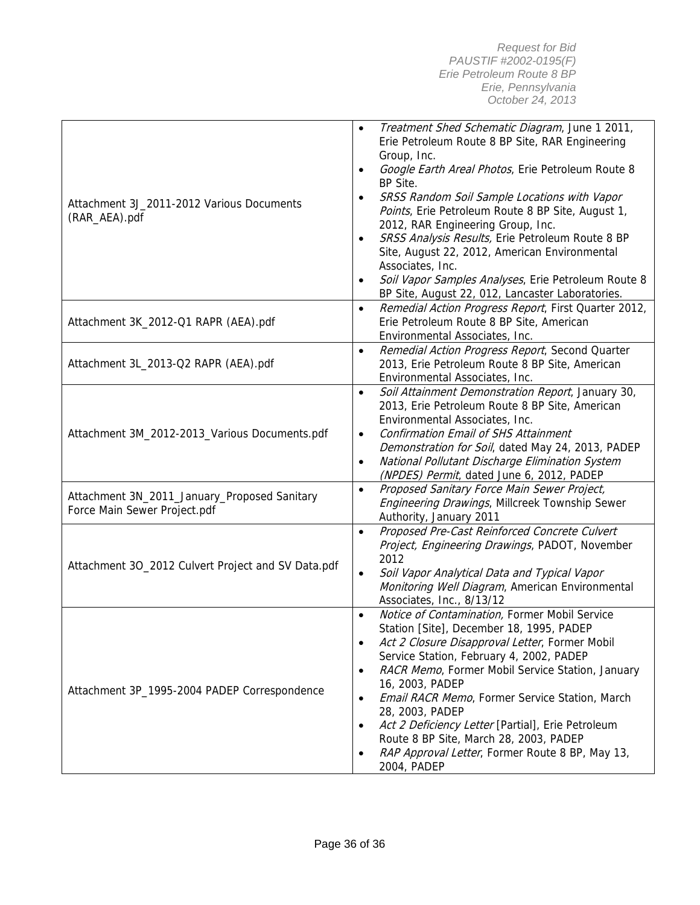| | |
|---|---|
| Attachment 3J_2011-2012 Various Documents (RAR_AEA).pdf | • *Treatment Shed Schematic Diagram*, June 1 2011, Erie Petroleum Route 8 BP Site, RAR Engineering Group, Inc.<br>• *Google Earth Areal Photos*, Erie Petroleum Route 8 BP Site.<br>• *SRSS Random Soil Sample Locations with Vapor Points*, Erie Petroleum Route 8 BP Site, August 1, 2012, RAR Engineering Group, Inc.<br>• *SRSS Analysis Results,* Erie Petroleum Route 8 BP Site, August 22, 2012, American Environmental Associates, Inc.<br>• *Soil Vapor Samples Analyses*, Erie Petroleum Route 8 BP Site, August 22, 012, Lancaster Laboratories. |
| Attachment 3K_2012-Q1 RAPR (AEA).pdf | • *Remedial Action Progress Report*, First Quarter 2012, Erie Petroleum Route 8 BP Site, American Environmental Associates, Inc. |
| Attachment 3L_2013-Q2 RAPR (AEA).pdf | • *Remedial Action Progress Report*, Second Quarter 2013, Erie Petroleum Route 8 BP Site, American Environmental Associates, Inc. |
| Attachment 3M_2012-2013_Various Documents.pdf | • *Soil Attainment Demonstration Report*, January 30, 2013, Erie Petroleum Route 8 BP Site, American Environmental Associates, Inc.<br>• *Confirmation Email of SHS Attainment Demonstration for Soil*, dated May 24, 2013, PADEP<br>• *National Pollutant Discharge Elimination System (NPDES) Permit*, dated June 6, 2012, PADEP |
| Attachment 3N_2011_January_Proposed Sanitary Force Main Sewer Project.pdf | • *Proposed Sanitary Force Main Sewer Project, Engineering Drawings*, Millcreek Township Sewer Authority, January 2011 |
| Attachment 3O_2012 Culvert Project and SV Data.pdf | • *Proposed Pre-Cast Reinforced Concrete Culvert Project, Engineering Drawings*, PADOT, November 2012<br>• *Soil Vapor Analytical Data and Typical Vapor Monitoring Well Diagram*, American Environmental Associates, Inc., 8/13/12 |
| Attachment 3P_1995-2004 PADEP Correspondence | • *Notice of Contamination,* Former Mobil Service Station [Site], December 18, 1995, PADEP<br>• *Act 2 Closure Disapproval Letter*, Former Mobil Service Station, February 4, 2002, PADEP<br>• *RACR Memo*, Former Mobil Service Station, January 16, 2003, PADEP<br>• *Email RACR Memo*, Former Service Station, March 28, 2003, PADEP<br>• *Act 2 Deficiency Letter* [Partial], Erie Petroleum Route 8 BP Site, March 28, 2003, PADEP<br>• *RAP Approval Letter*, Former Route 8 BP, May 13, 2004, PADEP |